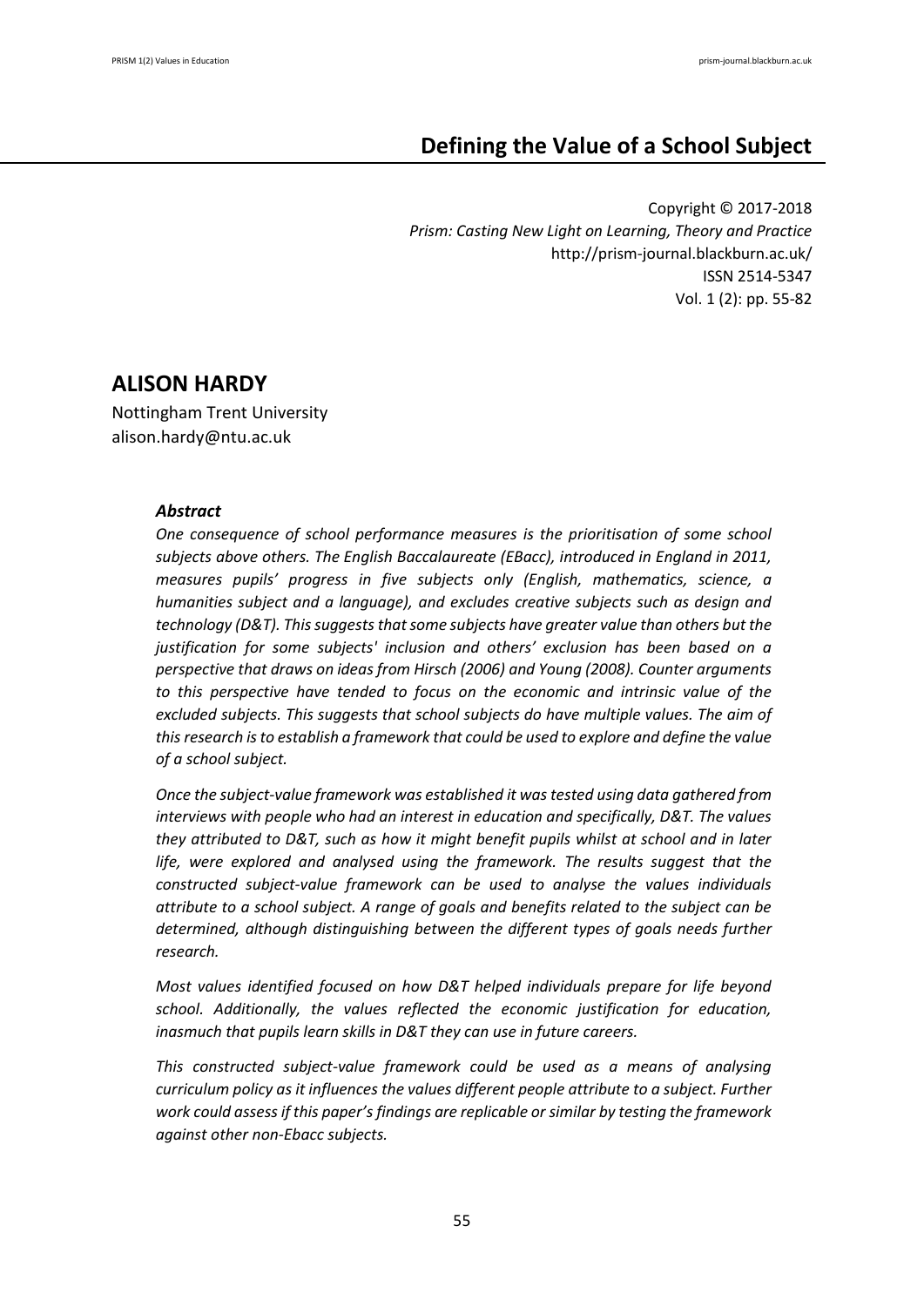# Defining the Value of a School Subject

Copyright © 2017-2018
*Prism: Casting New Light on Learning, Theory and Practice*
http://prism-journal.blackburn.ac.uk/
ISSN 2514-5347
Vol. 1 (2): pp. 55-82

## ALISON HARDY

Nottingham Trent University
alison.hardy@ntu.ac.uk

### *Abstract*

*One consequence of school performance measures is the prioritisation of some school subjects above others. The English Baccalaureate (EBacc), introduced in England in 2011, measures pupils' progress in five subjects only (English, mathematics, science, a humanities subject and a language), and excludes creative subjects such as design and technology (D&T). This suggests that some subjects have greater value than others but the justification for some subjects' inclusion and others' exclusion has been based on a perspective that draws on ideas from Hirsch (2006) and Young (2008). Counter arguments to this perspective have tended to focus on the economic and intrinsic value of the excluded subjects. This suggests that school subjects do have multiple values. The aim of this research is to establish a framework that could be used to explore and define the value of a school subject.*

*Once the subject-value framework was established it was tested using data gathered from interviews with people who had an interest in education and specifically, D&T. The values they attributed to D&T, such as how it might benefit pupils whilst at school and in later life, were explored and analysed using the framework. The results suggest that the constructed subject-value framework can be used to analyse the values individuals attribute to a school subject. A range of goals and benefits related to the subject can be determined, although distinguishing between the different types of goals needs further research.*

*Most values identified focused on how D&T helped individuals prepare for life beyond school. Additionally, the values reflected the economic justification for education, inasmuch that pupils learn skills in D&T they can use in future careers.*

*This constructed subject-value framework could be used as a means of analysing curriculum policy as it influences the values different people attribute to a subject. Further work could assess if this paper's findings are replicable or similar by testing the framework against other non-Ebacc subjects.*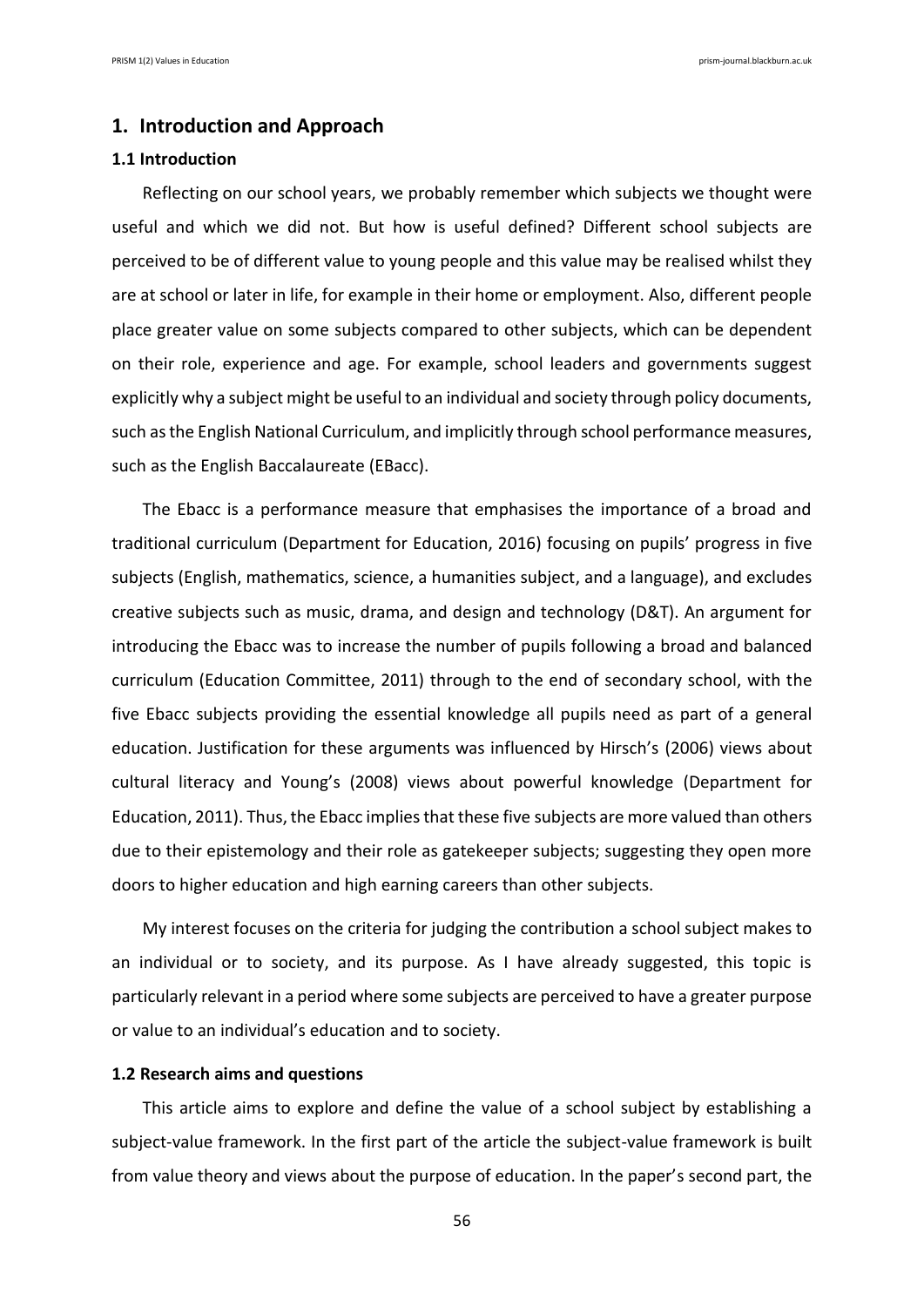## 1. Introduction and Approach

### 1.1 Introduction

Reflecting on our school years, we probably remember which subjects we thought were useful and which we did not. But how is useful defined? Different school subjects are perceived to be of different value to young people and this value may be realised whilst they are at school or later in life, for example in their home or employment. Also, different people place greater value on some subjects compared to other subjects, which can be dependent on their role, experience and age. For example, school leaders and governments suggest explicitly why a subject might be useful to an individual and society through policy documents, such as the English National Curriculum, and implicitly through school performance measures, such as the English Baccalaureate (EBacc).

The Ebacc is a performance measure that emphasises the importance of a broad and traditional curriculum (Department for Education, 2016) focusing on pupils' progress in five subjects (English, mathematics, science, a humanities subject, and a language), and excludes creative subjects such as music, drama, and design and technology (D&T). An argument for introducing the Ebacc was to increase the number of pupils following a broad and balanced curriculum (Education Committee, 2011) through to the end of secondary school, with the five Ebacc subjects providing the essential knowledge all pupils need as part of a general education. Justification for these arguments was influenced by Hirsch's (2006) views about cultural literacy and Young's (2008) views about powerful knowledge (Department for Education, 2011). Thus, the Ebacc implies that these five subjects are more valued than others due to their epistemology and their role as gatekeeper subjects; suggesting they open more doors to higher education and high earning careers than other subjects.

My interest focuses on the criteria for judging the contribution a school subject makes to an individual or to society, and its purpose. As I have already suggested, this topic is particularly relevant in a period where some subjects are perceived to have a greater purpose or value to an individual's education and to society.

### 1.2 Research aims and questions

This article aims to explore and define the value of a school subject by establishing a subject-value framework. In the first part of the article the subject-value framework is built from value theory and views about the purpose of education. In the paper's second part, the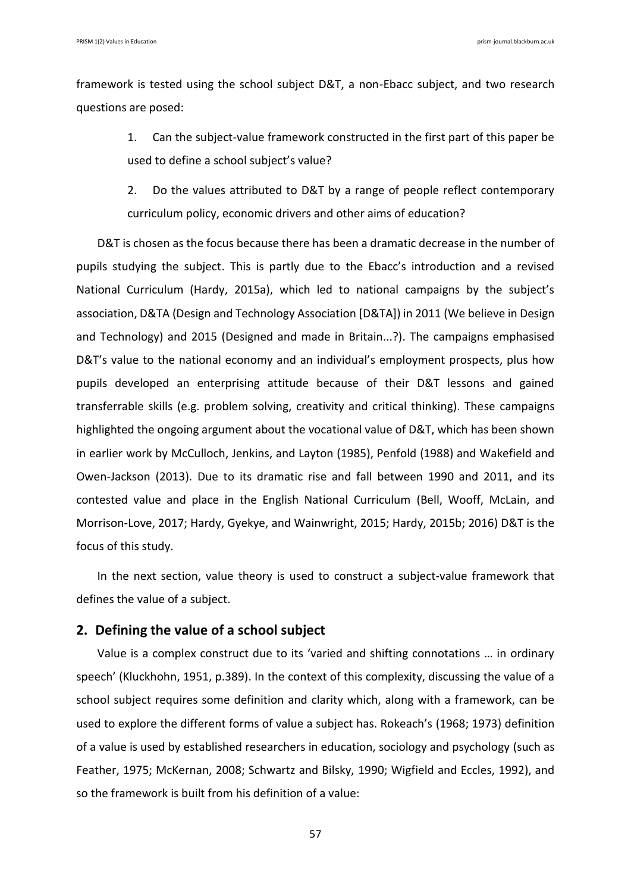framework is tested using the school subject D&T, a non-Ebacc subject, and two research questions are posed:

1. Can the subject-value framework constructed in the first part of this paper be used to define a school subject's value?

2. Do the values attributed to D&T by a range of people reflect contemporary curriculum policy, economic drivers and other aims of education?

D&T is chosen as the focus because there has been a dramatic decrease in the number of pupils studying the subject. This is partly due to the Ebacc's introduction and a revised National Curriculum (Hardy, 2015a), which led to national campaigns by the subject's association, D&TA (Design and Technology Association [D&TA]) in 2011 (We believe in Design and Technology) and 2015 (Designed and made in Britain...?). The campaigns emphasised D&T's value to the national economy and an individual's employment prospects, plus how pupils developed an enterprising attitude because of their D&T lessons and gained transferrable skills (e.g. problem solving, creativity and critical thinking). These campaigns highlighted the ongoing argument about the vocational value of D&T, which has been shown in earlier work by McCulloch, Jenkins, and Layton (1985), Penfold (1988) and Wakefield and Owen-Jackson (2013). Due to its dramatic rise and fall between 1990 and 2011, and its contested value and place in the English National Curriculum (Bell, Wooff, McLain, and Morrison-Love, 2017; Hardy, Gyekye, and Wainwright, 2015; Hardy, 2015b; 2016) D&T is the focus of this study.

In the next section, value theory is used to construct a subject-value framework that defines the value of a subject.

## 2. Defining the value of a school subject

Value is a complex construct due to its 'varied and shifting connotations … in ordinary speech' (Kluckhohn, 1951, p.389). In the context of this complexity, discussing the value of a school subject requires some definition and clarity which, along with a framework, can be used to explore the different forms of value a subject has. Rokeach's (1968; 1973) definition of a value is used by established researchers in education, sociology and psychology (such as Feather, 1975; McKernan, 2008; Schwartz and Bilsky, 1990; Wigfield and Eccles, 1992), and so the framework is built from his definition of a value: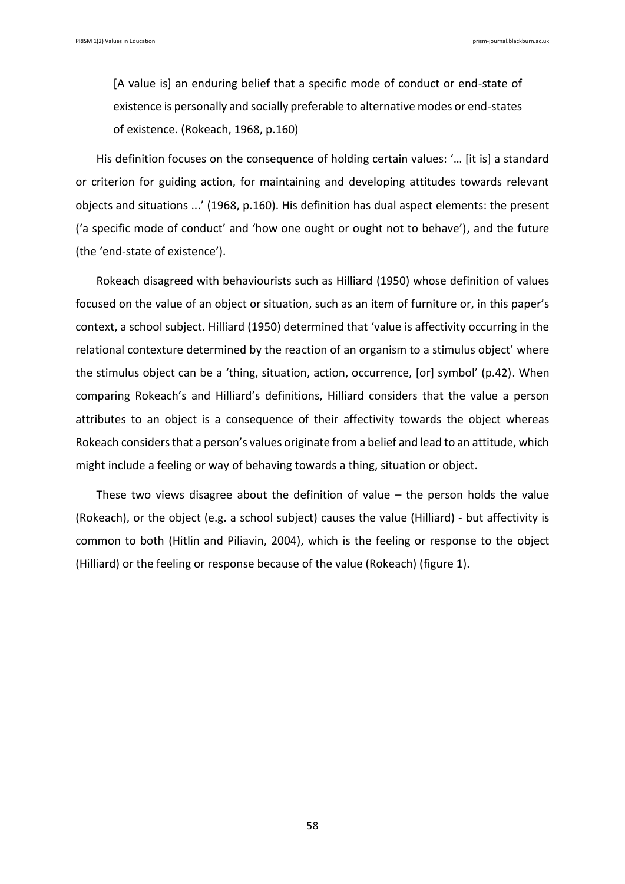> [A value is] an enduring belief that a specific mode of conduct or end-state of existence is personally and socially preferable to alternative modes or end-states of existence. (Rokeach, 1968, p.160)

His definition focuses on the consequence of holding certain values: '… [it is] a standard or criterion for guiding action, for maintaining and developing attitudes towards relevant objects and situations ...' (1968, p.160). His definition has dual aspect elements: the present ('a specific mode of conduct' and 'how one ought or ought not to behave'), and the future (the 'end-state of existence').

Rokeach disagreed with behaviourists such as Hilliard (1950) whose definition of values focused on the value of an object or situation, such as an item of furniture or, in this paper's context, a school subject. Hilliard (1950) determined that 'value is affectivity occurring in the relational contexture determined by the reaction of an organism to a stimulus object' where the stimulus object can be a 'thing, situation, action, occurrence, [or] symbol' (p.42). When comparing Rokeach's and Hilliard's definitions, Hilliard considers that the value a person attributes to an object is a consequence of their affectivity towards the object whereas Rokeach considers that a person's values originate from a belief and lead to an attitude, which might include a feeling or way of behaving towards a thing, situation or object.

These two views disagree about the definition of value – the person holds the value (Rokeach), or the object (e.g. a school subject) causes the value (Hilliard) - but affectivity is common to both (Hitlin and Piliavin, 2004), which is the feeling or response to the object (Hilliard) or the feeling or response because of the value (Rokeach) (figure 1).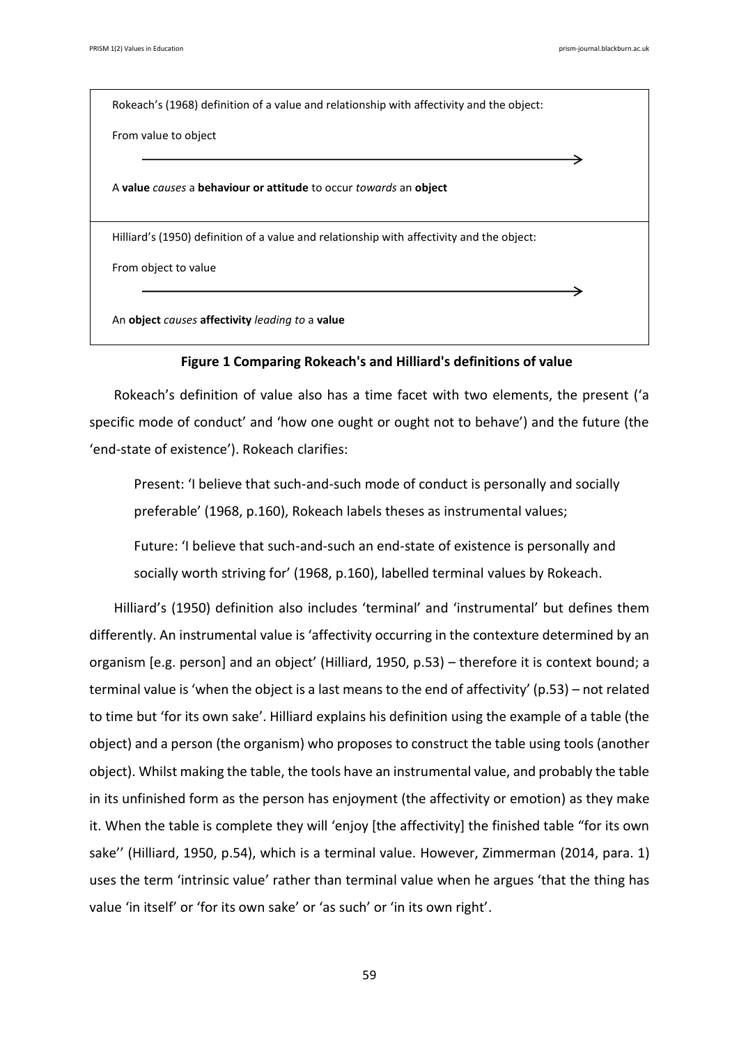| Rokeach's (1968) definition of a value and relationship with affectivity and the object: |
|---|
| From value to object |
| ⟶ |
| A **value** *causes* a **behaviour or attitude** to occur *towards* an **object** |
| Hilliard's (1950) definition of a value and relationship with affectivity and the object: |
| From object to value |
| ⟶ |
| An **object** *causes* **affectivity** *leading to* a **value** |

**Figure 1 Comparing Rokeach's and Hilliard's definitions of value**

Rokeach's definition of value also has a time facet with two elements, the present ('a specific mode of conduct' and 'how one ought or ought not to behave') and the future (the 'end-state of existence'). Rokeach clarifies:

> Present: 'I believe that such-and-such mode of conduct is personally and socially preferable' (1968, p.160), Rokeach labels theses as instrumental values;
>
> Future: 'I believe that such-and-such an end-state of existence is personally and socially worth striving for' (1968, p.160), labelled terminal values by Rokeach.

Hilliard's (1950) definition also includes 'terminal' and 'instrumental' but defines them differently. An instrumental value is 'affectivity occurring in the contexture determined by an organism [e.g. person] and an object' (Hilliard, 1950, p.53) – therefore it is context bound; a terminal value is 'when the object is a last means to the end of affectivity' (p.53) – not related to time but 'for its own sake'. Hilliard explains his definition using the example of a table (the object) and a person (the organism) who proposes to construct the table using tools (another object). Whilst making the table, the tools have an instrumental value, and probably the table in its unfinished form as the person has enjoyment (the affectivity or emotion) as they make it. When the table is complete they will 'enjoy [the affectivity] the finished table "for its own sake'' (Hilliard, 1950, p.54), which is a terminal value. However, Zimmerman (2014, para. 1) uses the term 'intrinsic value' rather than terminal value when he argues 'that the thing has value 'in itself' or 'for its own sake' or 'as such' or 'in its own right'.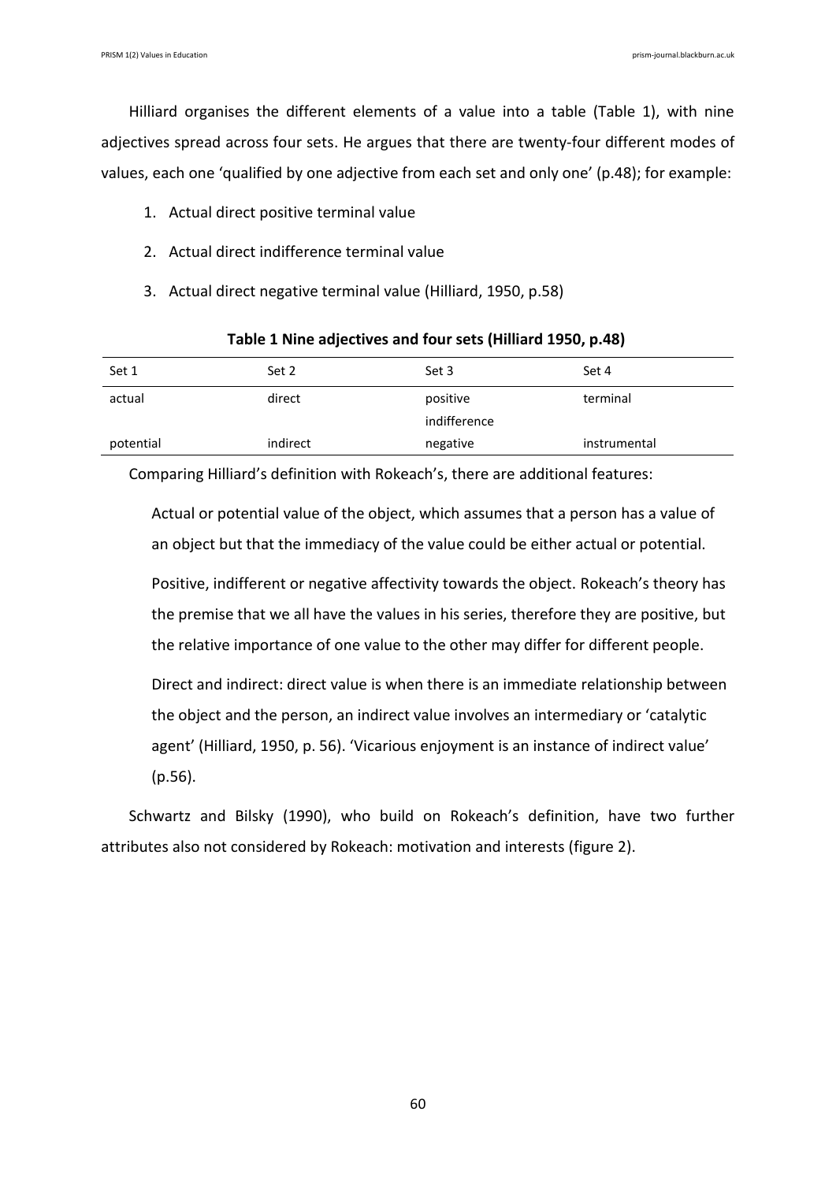Hilliard organises the different elements of a value into a table (Table 1), with nine adjectives spread across four sets. He argues that there are twenty-four different modes of values, each one 'qualified by one adjective from each set and only one' (p.48); for example:

1. Actual direct positive terminal value
2. Actual direct indifference terminal value
3. Actual direct negative terminal value (Hilliard, 1950, p.58)

**Table 1 Nine adjectives and four sets (Hilliard 1950, p.48)**

| Set 1 | Set 2 | Set 3 | Set 4 |
|---|---|---|---|
| actual | direct | positive | terminal |
| | | indifference | |
| potential | indirect | negative | instrumental |

Comparing Hilliard's definition with Rokeach's, there are additional features:

> Actual or potential value of the object, which assumes that a person has a value of an object but that the immediacy of the value could be either actual or potential.
>
> Positive, indifferent or negative affectivity towards the object. Rokeach's theory has the premise that we all have the values in his series, therefore they are positive, but the relative importance of one value to the other may differ for different people.
>
> Direct and indirect: direct value is when there is an immediate relationship between the object and the person, an indirect value involves an intermediary or 'catalytic agent' (Hilliard, 1950, p. 56). 'Vicarious enjoyment is an instance of indirect value' (p.56).

Schwartz and Bilsky (1990), who build on Rokeach's definition, have two further attributes also not considered by Rokeach: motivation and interests (figure 2).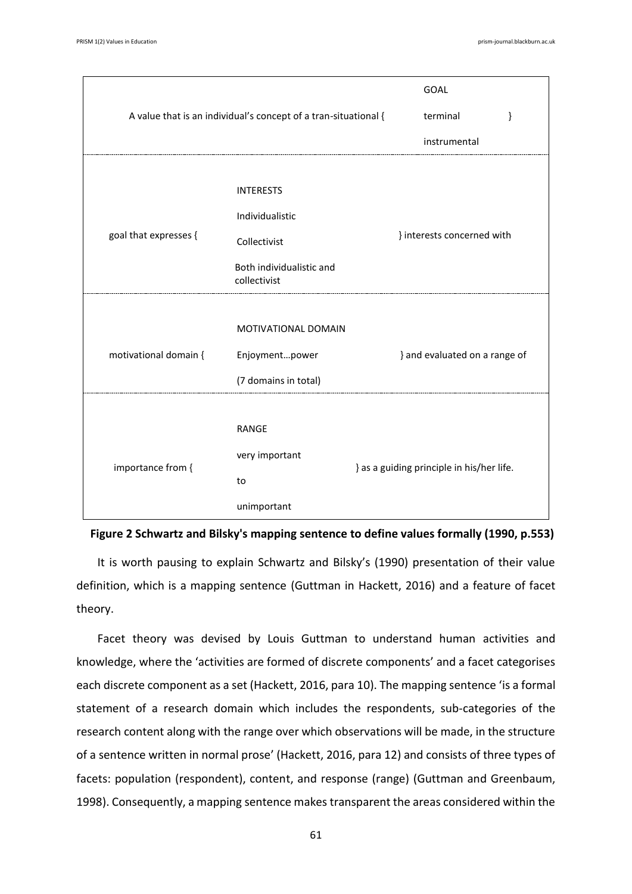| | | GOAL | |
|---|---|---|---|
| A value that is an individual's concept of a tran-situational { | | terminal | } |
| | | instrumental | |
| | INTERESTS | | |
| | Individualistic | | |
| goal that expresses { | Collectivist | } interests concerned with | |
| | Both individualistic and collectivist | | |
| | MOTIVATIONAL DOMAIN | | |
| motivational domain { | Enjoyment…power | } and evaluated on a range of | |
| | (7 domains in total) | | |
| | RANGE | | |
| | very important | | |
| importance from { | to | } as a guiding principle in his/her life. | |
| | unimportant | | |

**Figure 2 Schwartz and Bilsky's mapping sentence to define values formally (1990, p.553)**

It is worth pausing to explain Schwartz and Bilsky's (1990) presentation of their value definition, which is a mapping sentence (Guttman in Hackett, 2016) and a feature of facet theory.

Facet theory was devised by Louis Guttman to understand human activities and knowledge, where the 'activities are formed of discrete components' and a facet categorises each discrete component as a set (Hackett, 2016, para 10). The mapping sentence 'is a formal statement of a research domain which includes the respondents, sub-categories of the research content along with the range over which observations will be made, in the structure of a sentence written in normal prose' (Hackett, 2016, para 12) and consists of three types of facets: population (respondent), content, and response (range) (Guttman and Greenbaum, 1998). Consequently, a mapping sentence makes transparent the areas considered within the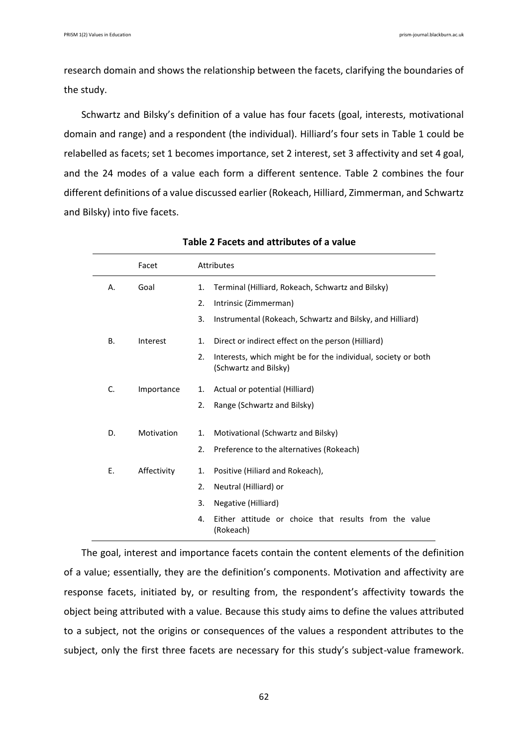research domain and shows the relationship between the facets, clarifying the boundaries of the study.

Schwartz and Bilsky's definition of a value has four facets (goal, interests, motivational domain and range) and a respondent (the individual). Hilliard's four sets in Table 1 could be relabelled as facets; set 1 becomes importance, set 2 interest, set 3 affectivity and set 4 goal, and the 24 modes of a value each form a different sentence. Table 2 combines the four different definitions of a value discussed earlier (Rokeach, Hilliard, Zimmerman, and Schwartz and Bilsky) into five facets.

**Table 2 Facets and attributes of a value**

| | Facet | Attributes |
|---|---|---|
| A. | Goal | 1. Terminal (Hilliard, Rokeach, Schwartz and Bilsky) |
| | | 2. Intrinsic (Zimmerman) |
| | | 3. Instrumental (Rokeach, Schwartz and Bilsky, and Hilliard) |
| B. | Interest | 1. Direct or indirect effect on the person (Hilliard) |
| | | 2. Interests, which might be for the individual, society or both (Schwartz and Bilsky) |
| C. | Importance | 1. Actual or potential (Hilliard) |
| | | 2. Range (Schwartz and Bilsky) |
| D. | Motivation | 1. Motivational (Schwartz and Bilsky) |
| | | 2. Preference to the alternatives (Rokeach) |
| E. | Affectivity | 1. Positive (Hiliard and Rokeach), |
| | | 2. Neutral (Hilliard) or |
| | | 3. Negative (Hilliard) |
| | | 4. Either attitude or choice that results from the value (Rokeach) |

The goal, interest and importance facets contain the content elements of the definition of a value; essentially, they are the definition's components. Motivation and affectivity are response facets, initiated by, or resulting from, the respondent's affectivity towards the object being attributed with a value. Because this study aims to define the values attributed to a subject, not the origins or consequences of the values a respondent attributes to the subject, only the first three facets are necessary for this study's subject-value framework.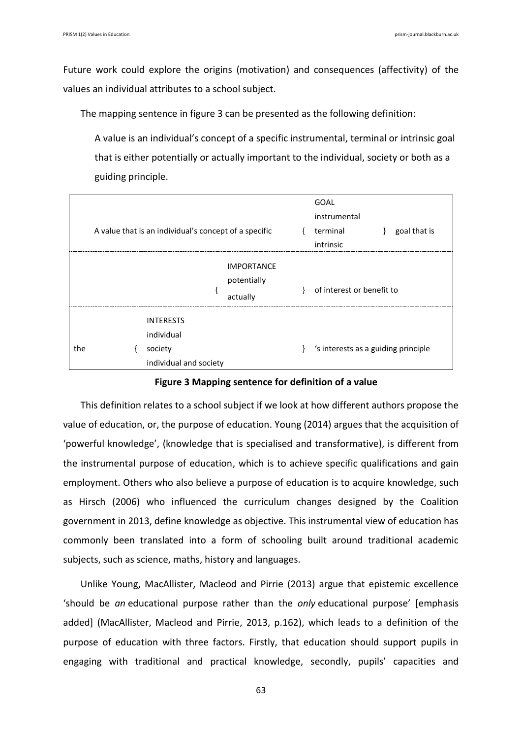Future work could explore the origins (motivation) and consequences (affectivity) of the values an individual attributes to a school subject.

The mapping sentence in figure 3 can be presented as the following definition:

> A value is an individual's concept of a specific instrumental, terminal or intrinsic goal that is either potentially or actually important to the individual, society or both as a guiding principle.

| | | | | |
|---|---|---|---|---|
| A value that is an individual's concept of a specific | { | GOAL<br>instrumental<br>terminal<br>intrinsic | } | goal that is |
| { | IMPORTANCE<br>potentially<br>actually | } | of interest or benefit to | |
| the { | INTERESTS<br>individual<br>society<br>individual and society | } | 's interests as a guiding principle | |

**Figure 3 Mapping sentence for definition of a value**

This definition relates to a school subject if we look at how different authors propose the value of education, or, the purpose of education. Young (2014) argues that the acquisition of 'powerful knowledge', (knowledge that is specialised and transformative), is different from the instrumental purpose of education, which is to achieve specific qualifications and gain employment. Others who also believe a purpose of education is to acquire knowledge, such as Hirsch (2006) who influenced the curriculum changes designed by the Coalition government in 2013, define knowledge as objective. This instrumental view of education has commonly been translated into a form of schooling built around traditional academic subjects, such as science, maths, history and languages.

Unlike Young, MacAllister, Macleod and Pirrie (2013) argue that epistemic excellence 'should be *an* educational purpose rather than the *only* educational purpose' [emphasis added] (MacAllister, Macleod and Pirrie, 2013, p.162), which leads to a definition of the purpose of education with three factors. Firstly, that education should support pupils in engaging with traditional and practical knowledge, secondly, pupils' capacities and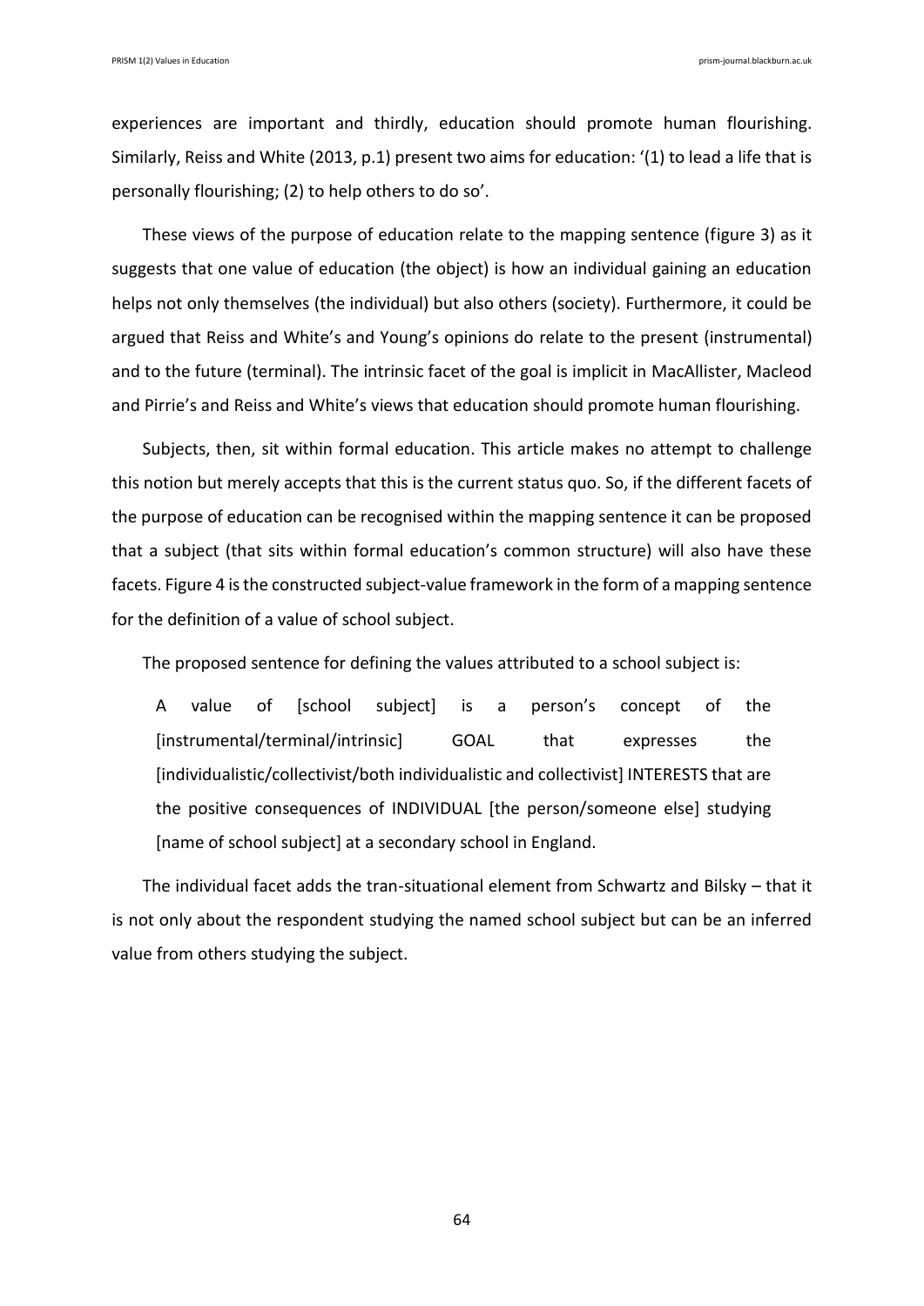experiences are important and thirdly, education should promote human flourishing. Similarly, Reiss and White (2013, p.1) present two aims for education: '(1) to lead a life that is personally flourishing; (2) to help others to do so'.

These views of the purpose of education relate to the mapping sentence (figure 3) as it suggests that one value of education (the object) is how an individual gaining an education helps not only themselves (the individual) but also others (society). Furthermore, it could be argued that Reiss and White's and Young's opinions do relate to the present (instrumental) and to the future (terminal). The intrinsic facet of the goal is implicit in MacAllister, Macleod and Pirrie's and Reiss and White's views that education should promote human flourishing.

Subjects, then, sit within formal education. This article makes no attempt to challenge this notion but merely accepts that this is the current status quo. So, if the different facets of the purpose of education can be recognised within the mapping sentence it can be proposed that a subject (that sits within formal education's common structure) will also have these facets. Figure 4 is the constructed subject-value framework in the form of a mapping sentence for the definition of a value of school subject.

The proposed sentence for defining the values attributed to a school subject is:

> A value of [school subject] is a person's concept of the [instrumental/terminal/intrinsic] GOAL that expresses the [individualistic/collectivist/both individualistic and collectivist] INTERESTS that are the positive consequences of INDIVIDUAL [the person/someone else] studying [name of school subject] at a secondary school in England.

The individual facet adds the tran-situational element from Schwartz and Bilsky – that it is not only about the respondent studying the named school subject but can be an inferred value from others studying the subject.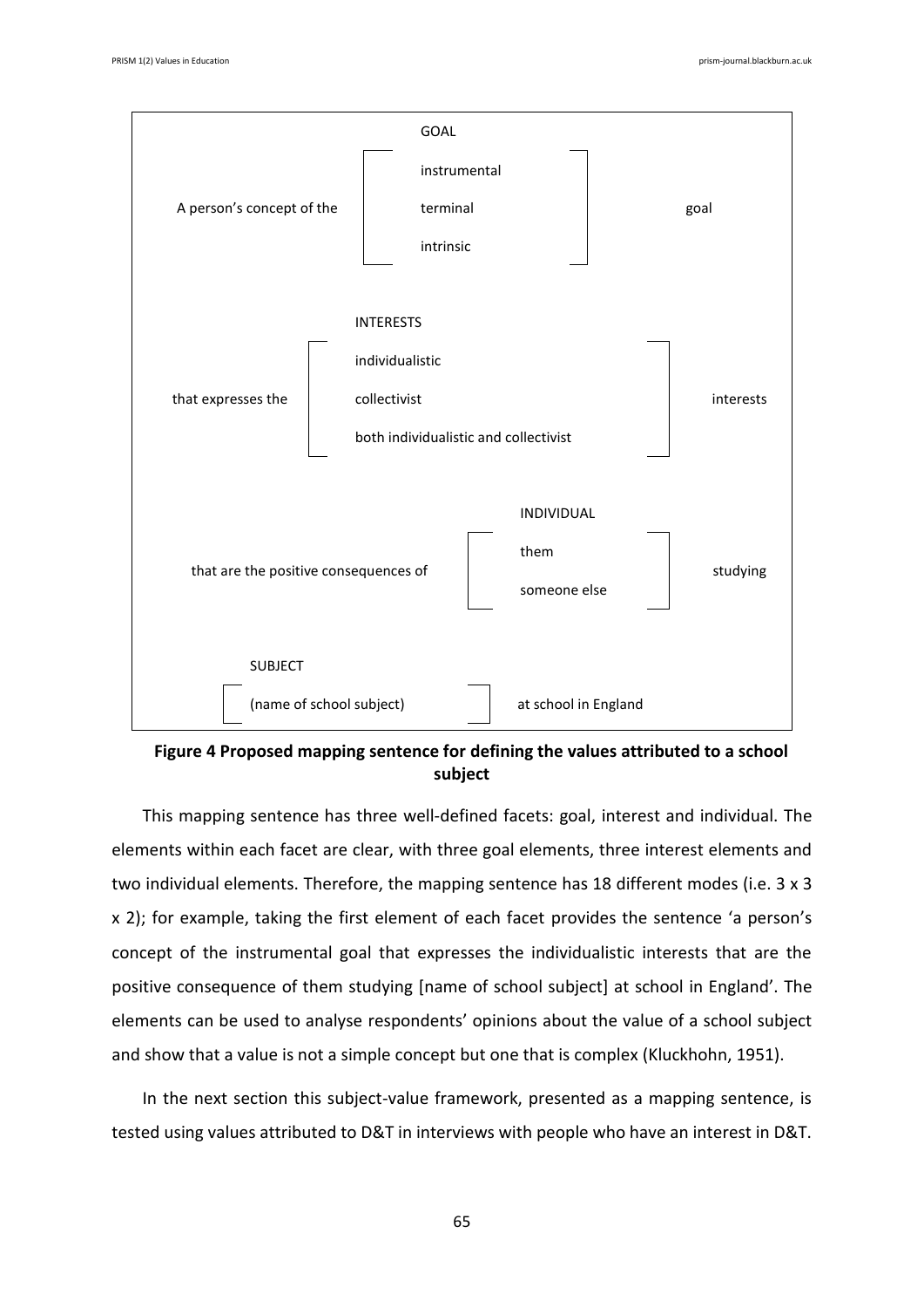A person's concept of the

| GOAL |
|---|
| instrumental |
| terminal |
| intrinsic |

goal

that expresses the

| INTERESTS |
|---|
| individualistic |
| collectivist |
| both individualistic and collectivist |

interests

that are the positive consequences of

| INDIVIDUAL |
|---|
| them |
| someone else |

studying

| SUBJECT |
|---|
| (name of school subject) |

at school in England

**Figure 4 Proposed mapping sentence for defining the values attributed to a school subject**

This mapping sentence has three well-defined facets: goal, interest and individual. The elements within each facet are clear, with three goal elements, three interest elements and two individual elements. Therefore, the mapping sentence has 18 different modes (i.e. 3 x 3 x 2); for example, taking the first element of each facet provides the sentence 'a person's concept of the instrumental goal that expresses the individualistic interests that are the positive consequence of them studying [name of school subject] at school in England'. The elements can be used to analyse respondents' opinions about the value of a school subject and show that a value is not a simple concept but one that is complex (Kluckhohn, 1951).

In the next section this subject-value framework, presented as a mapping sentence, is tested using values attributed to D&T in interviews with people who have an interest in D&T.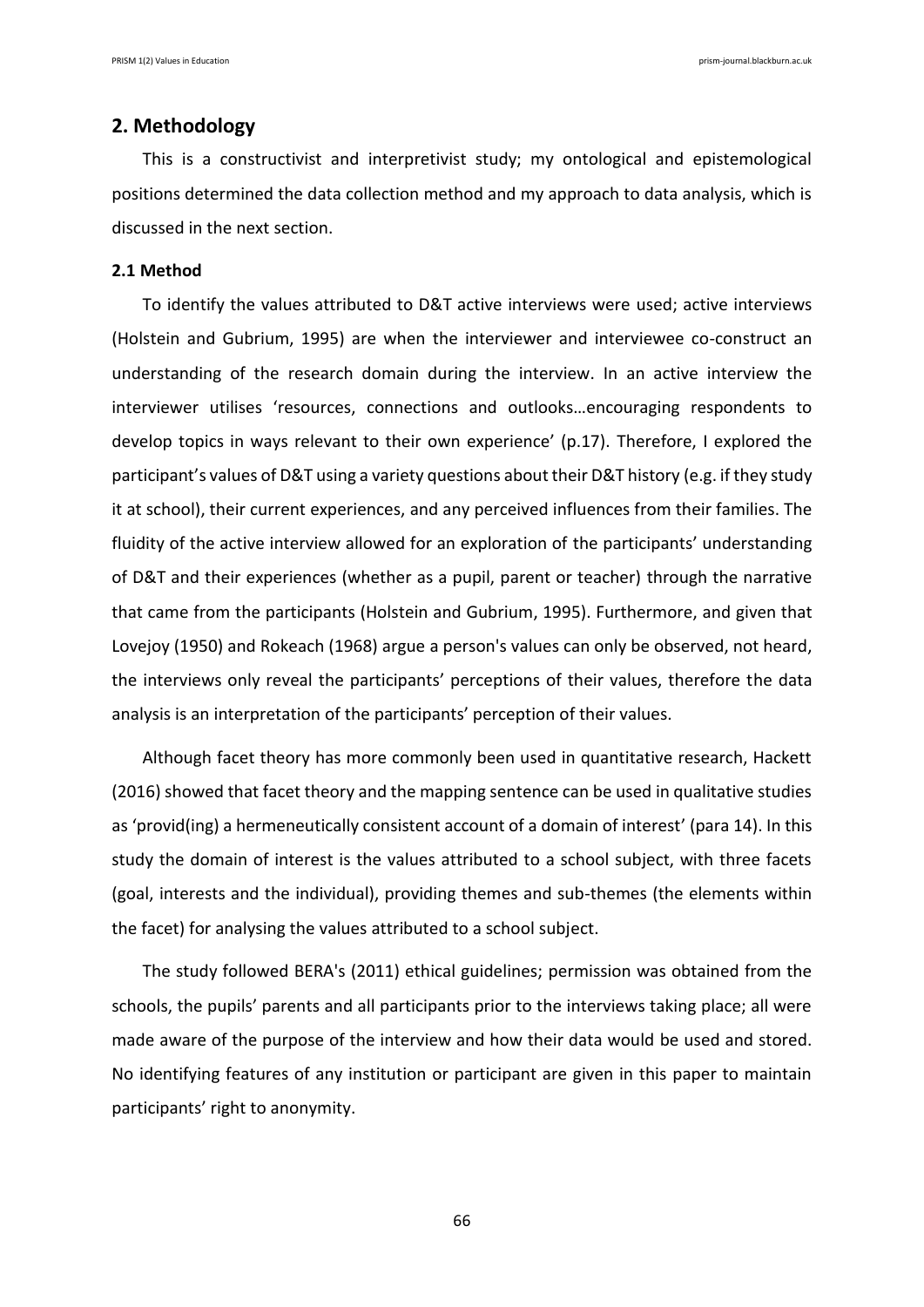## 2. Methodology

This is a constructivist and interpretivist study; my ontological and epistemological positions determined the data collection method and my approach to data analysis, which is discussed in the next section.

### 2.1 Method

To identify the values attributed to D&T active interviews were used; active interviews (Holstein and Gubrium, 1995) are when the interviewer and interviewee co-construct an understanding of the research domain during the interview. In an active interview the interviewer utilises 'resources, connections and outlooks…encouraging respondents to develop topics in ways relevant to their own experience' (p.17). Therefore, I explored the participant's values of D&T using a variety questions about their D&T history (e.g. if they study it at school), their current experiences, and any perceived influences from their families. The fluidity of the active interview allowed for an exploration of the participants' understanding of D&T and their experiences (whether as a pupil, parent or teacher) through the narrative that came from the participants (Holstein and Gubrium, 1995). Furthermore, and given that Lovejoy (1950) and Rokeach (1968) argue a person's values can only be observed, not heard, the interviews only reveal the participants' perceptions of their values, therefore the data analysis is an interpretation of the participants' perception of their values.

Although facet theory has more commonly been used in quantitative research, Hackett (2016) showed that facet theory and the mapping sentence can be used in qualitative studies as 'provid(ing) a hermeneutically consistent account of a domain of interest' (para 14). In this study the domain of interest is the values attributed to a school subject, with three facets (goal, interests and the individual), providing themes and sub-themes (the elements within the facet) for analysing the values attributed to a school subject.

The study followed BERA's (2011) ethical guidelines; permission was obtained from the schools, the pupils' parents and all participants prior to the interviews taking place; all were made aware of the purpose of the interview and how their data would be used and stored. No identifying features of any institution or participant are given in this paper to maintain participants' right to anonymity.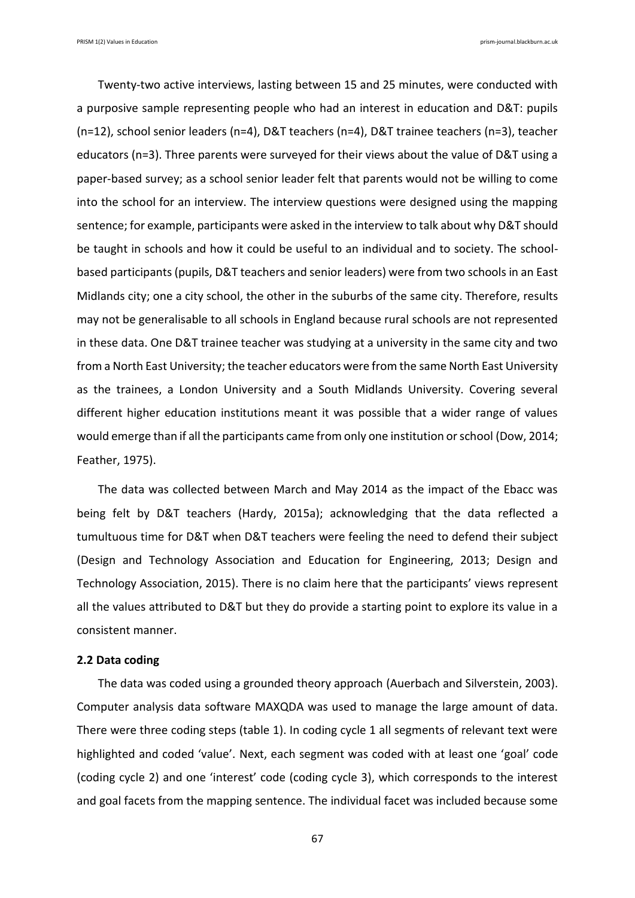Twenty-two active interviews, lasting between 15 and 25 minutes, were conducted with a purposive sample representing people who had an interest in education and D&T: pupils (n=12), school senior leaders (n=4), D&T teachers (n=4), D&T trainee teachers (n=3), teacher educators (n=3). Three parents were surveyed for their views about the value of D&T using a paper-based survey; as a school senior leader felt that parents would not be willing to come into the school for an interview. The interview questions were designed using the mapping sentence; for example, participants were asked in the interview to talk about why D&T should be taught in schools and how it could be useful to an individual and to society. The school-based participants (pupils, D&T teachers and senior leaders) were from two schools in an East Midlands city; one a city school, the other in the suburbs of the same city. Therefore, results may not be generalisable to all schools in England because rural schools are not represented in these data. One D&T trainee teacher was studying at a university in the same city and two from a North East University; the teacher educators were from the same North East University as the trainees, a London University and a South Midlands University. Covering several different higher education institutions meant it was possible that a wider range of values would emerge than if all the participants came from only one institution or school (Dow, 2014; Feather, 1975).

The data was collected between March and May 2014 as the impact of the Ebacc was being felt by D&T teachers (Hardy, 2015a); acknowledging that the data reflected a tumultuous time for D&T when D&T teachers were feeling the need to defend their subject (Design and Technology Association and Education for Engineering, 2013; Design and Technology Association, 2015). There is no claim here that the participants' views represent all the values attributed to D&T but they do provide a starting point to explore its value in a consistent manner.

### 2.2 Data coding

The data was coded using a grounded theory approach (Auerbach and Silverstein, 2003). Computer analysis data software MAXQDA was used to manage the large amount of data. There were three coding steps (table 1). In coding cycle 1 all segments of relevant text were highlighted and coded 'value'. Next, each segment was coded with at least one 'goal' code (coding cycle 2) and one 'interest' code (coding cycle 3), which corresponds to the interest and goal facets from the mapping sentence. The individual facet was included because some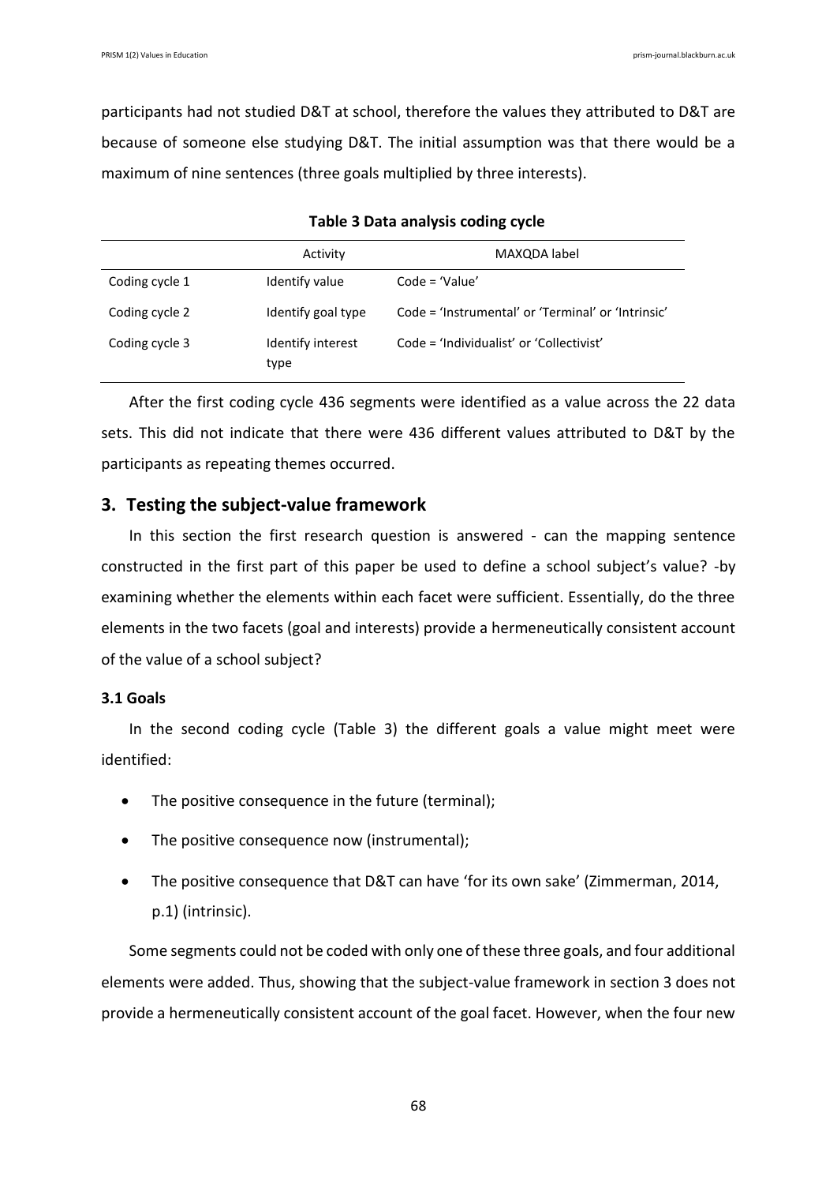participants had not studied D&T at school, therefore the values they attributed to D&T are because of someone else studying D&T. The initial assumption was that there would be a maximum of nine sentences (three goals multiplied by three interests).

**Table 3 Data analysis coding cycle**

| | Activity | MAXQDA label |
|---|---|---|
| Coding cycle 1 | Identify value | Code = 'Value' |
| Coding cycle 2 | Identify goal type | Code = 'Instrumental' or 'Terminal' or 'Intrinsic' |
| Coding cycle 3 | Identify interest type | Code = 'Individualist' or 'Collectivist' |

After the first coding cycle 436 segments were identified as a value across the 22 data sets. This did not indicate that there were 436 different values attributed to D&T by the participants as repeating themes occurred.

## 3. Testing the subject-value framework

In this section the first research question is answered - can the mapping sentence constructed in the first part of this paper be used to define a school subject's value? -by examining whether the elements within each facet were sufficient. Essentially, do the three elements in the two facets (goal and interests) provide a hermeneutically consistent account of the value of a school subject?

### 3.1 Goals

In the second coding cycle (Table 3) the different goals a value might meet were identified:

- The positive consequence in the future (terminal);
- The positive consequence now (instrumental);
- The positive consequence that D&T can have 'for its own sake' (Zimmerman, 2014, p.1) (intrinsic).

Some segments could not be coded with only one of these three goals, and four additional elements were added. Thus, showing that the subject-value framework in section 3 does not provide a hermeneutically consistent account of the goal facet. However, when the four new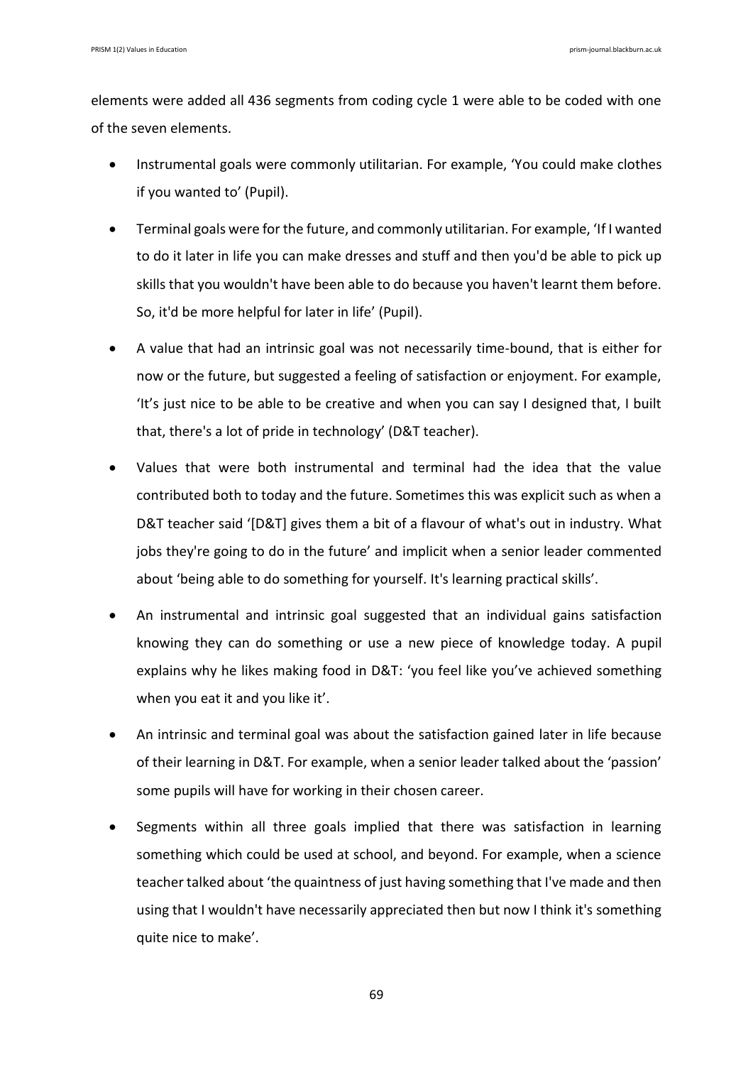elements were added all 436 segments from coding cycle 1 were able to be coded with one of the seven elements.

- Instrumental goals were commonly utilitarian. For example, 'You could make clothes if you wanted to' (Pupil).
- Terminal goals were for the future, and commonly utilitarian. For example, 'If I wanted to do it later in life you can make dresses and stuff and then you'd be able to pick up skills that you wouldn't have been able to do because you haven't learnt them before. So, it'd be more helpful for later in life' (Pupil).
- A value that had an intrinsic goal was not necessarily time-bound, that is either for now or the future, but suggested a feeling of satisfaction or enjoyment. For example, 'It's just nice to be able to be creative and when you can say I designed that, I built that, there's a lot of pride in technology' (D&T teacher).
- Values that were both instrumental and terminal had the idea that the value contributed both to today and the future. Sometimes this was explicit such as when a D&T teacher said '[D&T] gives them a bit of a flavour of what's out in industry. What jobs they're going to do in the future' and implicit when a senior leader commented about 'being able to do something for yourself. It's learning practical skills'.
- An instrumental and intrinsic goal suggested that an individual gains satisfaction knowing they can do something or use a new piece of knowledge today. A pupil explains why he likes making food in D&T: 'you feel like you've achieved something when you eat it and you like it'.
- An intrinsic and terminal goal was about the satisfaction gained later in life because of their learning in D&T. For example, when a senior leader talked about the 'passion' some pupils will have for working in their chosen career.
- Segments within all three goals implied that there was satisfaction in learning something which could be used at school, and beyond. For example, when a science teacher talked about 'the quaintness of just having something that I've made and then using that I wouldn't have necessarily appreciated then but now I think it's something quite nice to make'.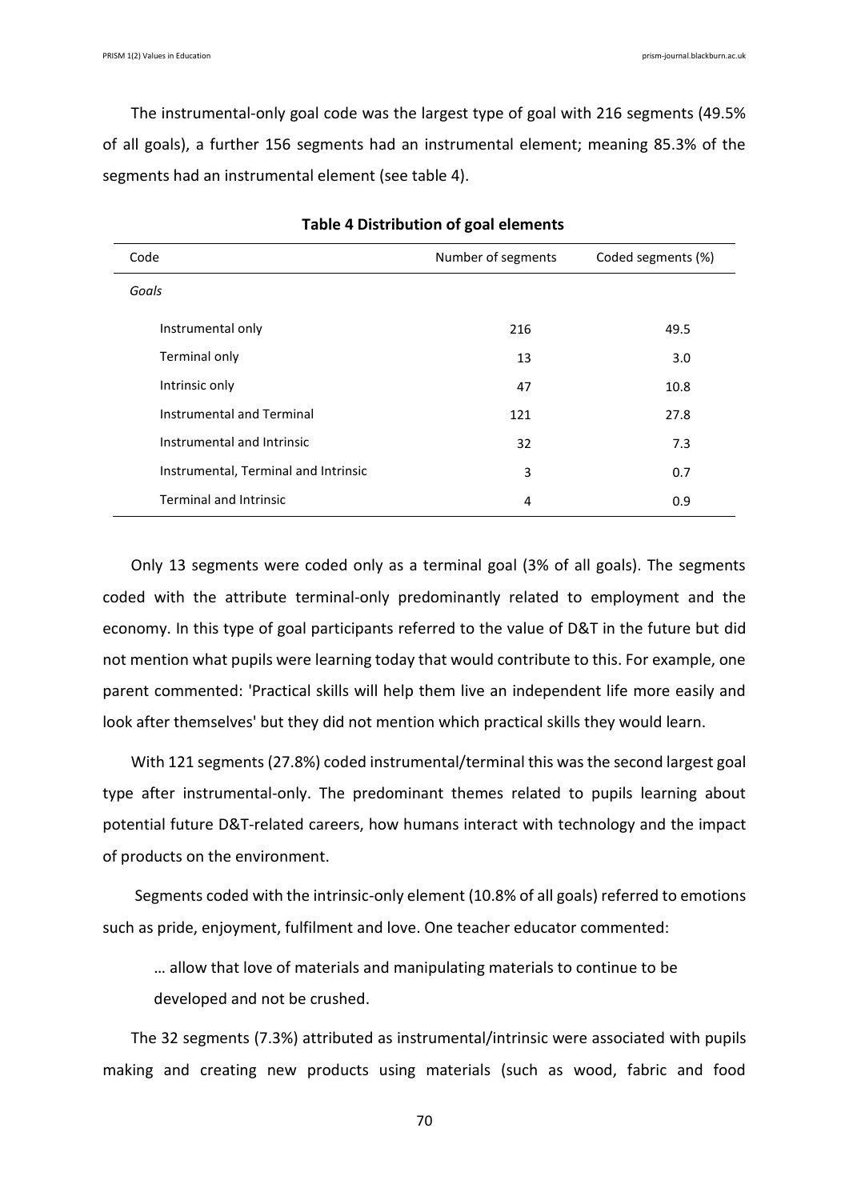The instrumental-only goal code was the largest type of goal with 216 segments (49.5% of all goals), a further 156 segments had an instrumental element; meaning 85.3% of the segments had an instrumental element (see table 4).

**Table 4 Distribution of goal elements**

| Code | Number of segments | Coded segments (%) |
|---|---|---|
| *Goals* | | |
| Instrumental only | 216 | 49.5 |
| Terminal only | 13 | 3.0 |
| Intrinsic only | 47 | 10.8 |
| Instrumental and Terminal | 121 | 27.8 |
| Instrumental and Intrinsic | 32 | 7.3 |
| Instrumental, Terminal and Intrinsic | 3 | 0.7 |
| Terminal and Intrinsic | 4 | 0.9 |

Only 13 segments were coded only as a terminal goal (3% of all goals). The segments coded with the attribute terminal-only predominantly related to employment and the economy. In this type of goal participants referred to the value of D&T in the future but did not mention what pupils were learning today that would contribute to this. For example, one parent commented: 'Practical skills will help them live an independent life more easily and look after themselves' but they did not mention which practical skills they would learn.

With 121 segments (27.8%) coded instrumental/terminal this was the second largest goal type after instrumental-only. The predominant themes related to pupils learning about potential future D&T-related careers, how humans interact with technology and the impact of products on the environment.

Segments coded with the intrinsic-only element (10.8% of all goals) referred to emotions such as pride, enjoyment, fulfilment and love. One teacher educator commented:

> … allow that love of materials and manipulating materials to continue to be developed and not be crushed.

The 32 segments (7.3%) attributed as instrumental/intrinsic were associated with pupils making and creating new products using materials (such as wood, fabric and food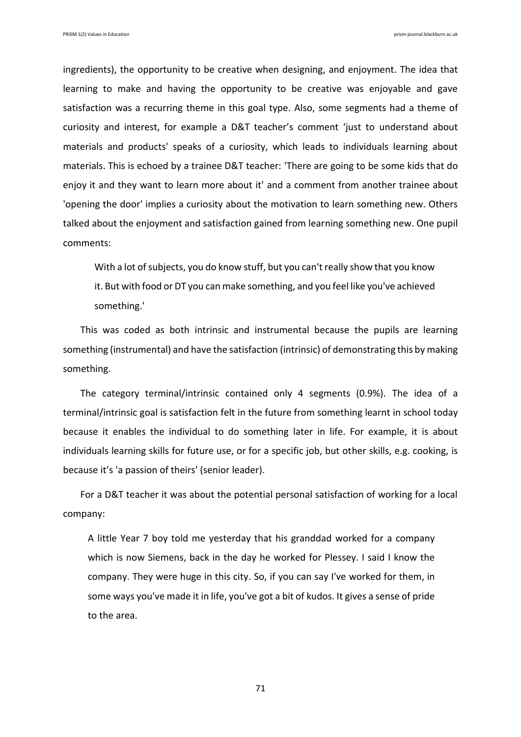ingredients), the opportunity to be creative when designing, and enjoyment. The idea that learning to make and having the opportunity to be creative was enjoyable and gave satisfaction was a recurring theme in this goal type. Also, some segments had a theme of curiosity and interest, for example a D&T teacher's comment 'just to understand about materials and products' speaks of a curiosity, which leads to individuals learning about materials. This is echoed by a trainee D&T teacher: 'There are going to be some kids that do enjoy it and they want to learn more about it' and a comment from another trainee about 'opening the door' implies a curiosity about the motivation to learn something new. Others talked about the enjoyment and satisfaction gained from learning something new. One pupil comments:

> With a lot of subjects, you do know stuff, but you can't really show that you know it. But with food or DT you can make something, and you feel like you've achieved something.'

This was coded as both intrinsic and instrumental because the pupils are learning something (instrumental) and have the satisfaction (intrinsic) of demonstrating this by making something.

The category terminal/intrinsic contained only 4 segments (0.9%). The idea of a terminal/intrinsic goal is satisfaction felt in the future from something learnt in school today because it enables the individual to do something later in life. For example, it is about individuals learning skills for future use, or for a specific job, but other skills, e.g. cooking, is because it's 'a passion of theirs' (senior leader).

For a D&T teacher it was about the potential personal satisfaction of working for a local company:

> A little Year 7 boy told me yesterday that his granddad worked for a company which is now Siemens, back in the day he worked for Plessey. I said I know the company. They were huge in this city. So, if you can say I've worked for them, in some ways you've made it in life, you've got a bit of kudos. It gives a sense of pride to the area.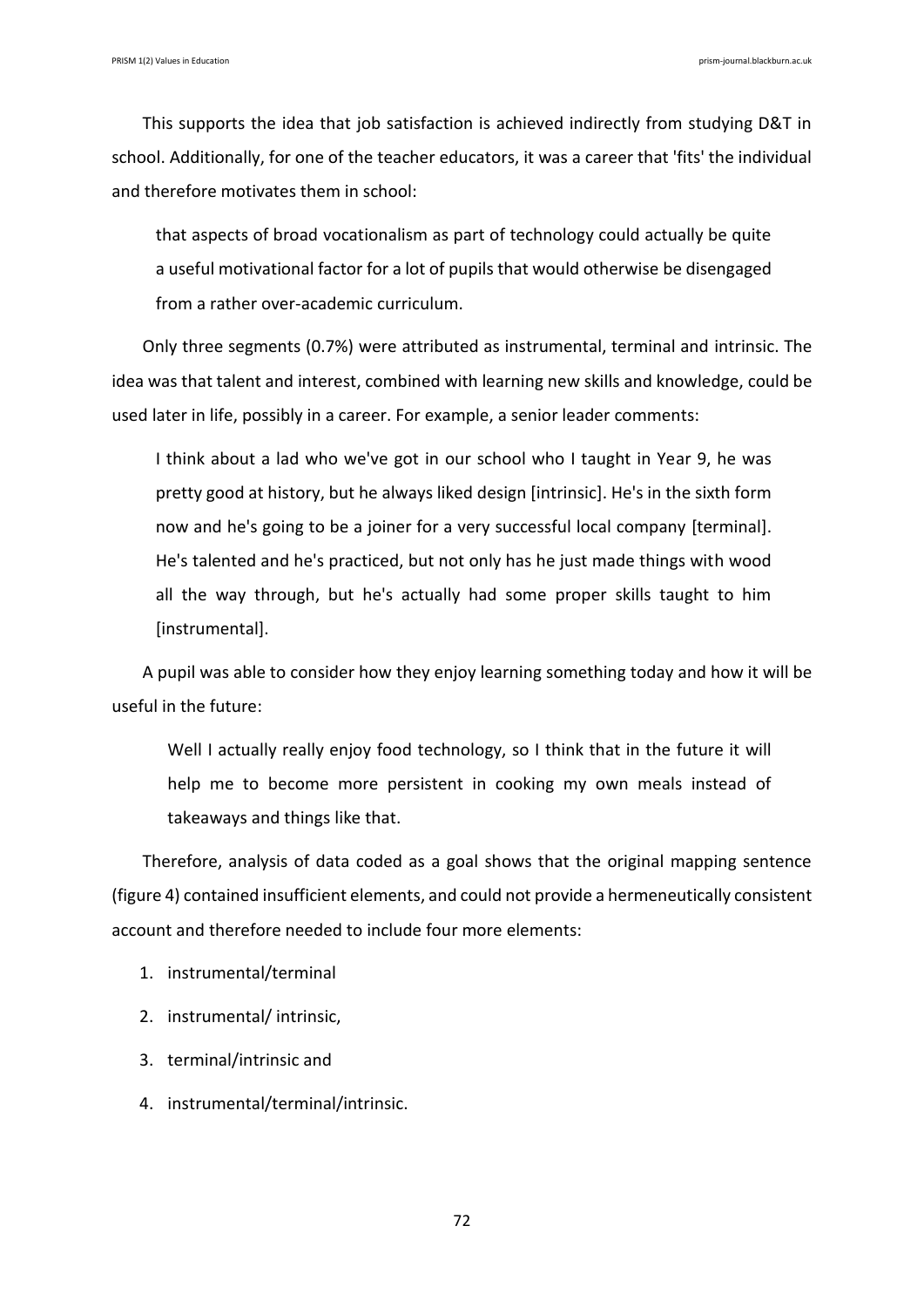This supports the idea that job satisfaction is achieved indirectly from studying D&T in school. Additionally, for one of the teacher educators, it was a career that 'fits' the individual and therefore motivates them in school:

> that aspects of broad vocationalism as part of technology could actually be quite a useful motivational factor for a lot of pupils that would otherwise be disengaged from a rather over-academic curriculum.

Only three segments (0.7%) were attributed as instrumental, terminal and intrinsic. The idea was that talent and interest, combined with learning new skills and knowledge, could be used later in life, possibly in a career. For example, a senior leader comments:

> I think about a lad who we've got in our school who I taught in Year 9, he was pretty good at history, but he always liked design [intrinsic]. He's in the sixth form now and he's going to be a joiner for a very successful local company [terminal]. He's talented and he's practiced, but not only has he just made things with wood all the way through, but he's actually had some proper skills taught to him [instrumental].

A pupil was able to consider how they enjoy learning something today and how it will be useful in the future:

> Well I actually really enjoy food technology, so I think that in the future it will help me to become more persistent in cooking my own meals instead of takeaways and things like that.

Therefore, analysis of data coded as a goal shows that the original mapping sentence (figure 4) contained insufficient elements, and could not provide a hermeneutically consistent account and therefore needed to include four more elements:

1. instrumental/terminal
2. instrumental/ intrinsic,
3. terminal/intrinsic and
4. instrumental/terminal/intrinsic.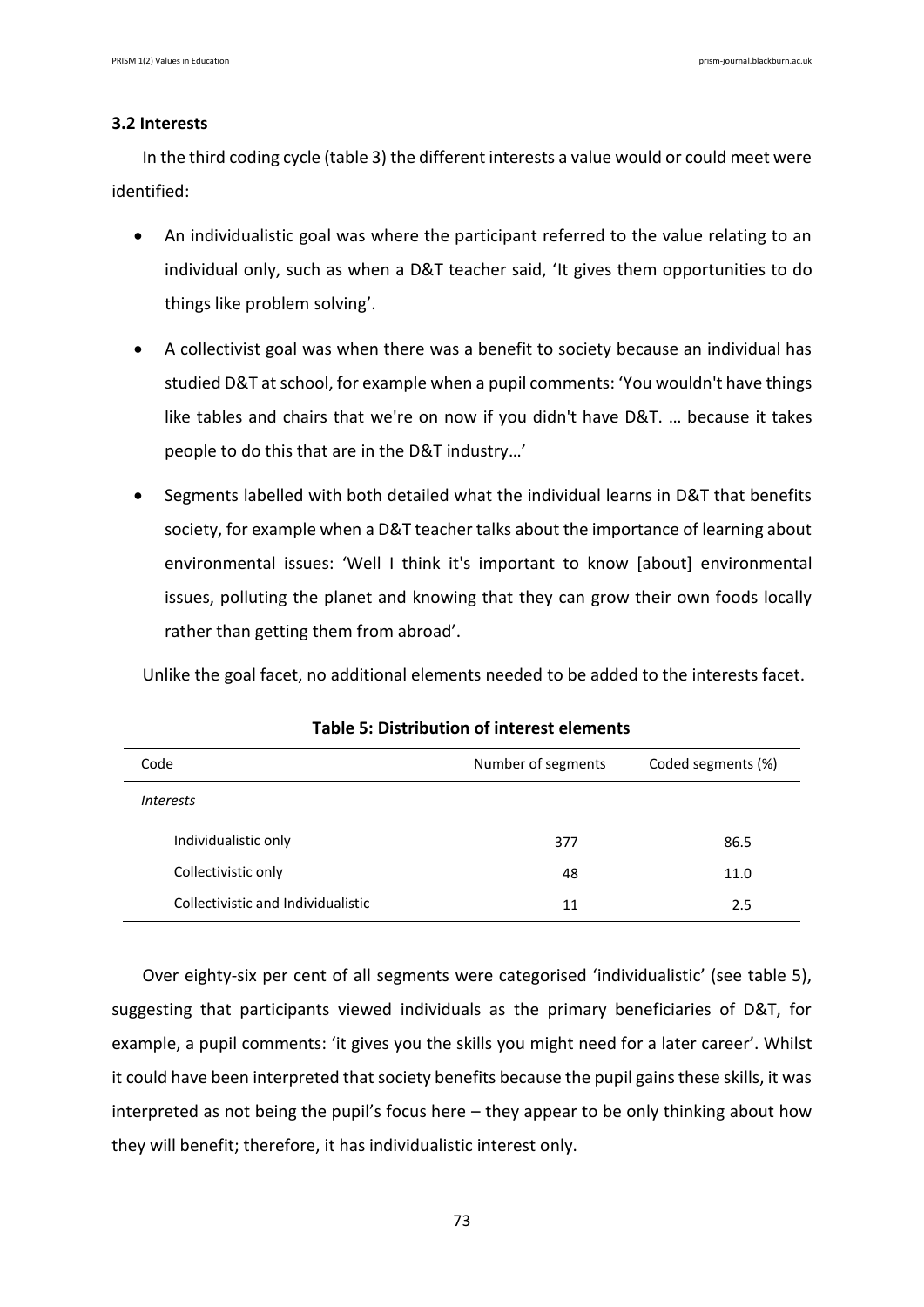### 3.2 Interests

In the third coding cycle (table 3) the different interests a value would or could meet were identified:

- An individualistic goal was where the participant referred to the value relating to an individual only, such as when a D&T teacher said, 'It gives them opportunities to do things like problem solving'.
- A collectivist goal was when there was a benefit to society because an individual has studied D&T at school, for example when a pupil comments: 'You wouldn't have things like tables and chairs that we're on now if you didn't have D&T. … because it takes people to do this that are in the D&T industry…'
- Segments labelled with both detailed what the individual learns in D&T that benefits society, for example when a D&T teacher talks about the importance of learning about environmental issues: 'Well I think it's important to know [about] environmental issues, polluting the planet and knowing that they can grow their own foods locally rather than getting them from abroad'.

Unlike the goal facet, no additional elements needed to be added to the interests facet.

**Table 5: Distribution of interest elements**

| Code | Number of segments | Coded segments (%) |
|---|---|---|
| *Interests* | | |
| Individualistic only | 377 | 86.5 |
| Collectivistic only | 48 | 11.0 |
| Collectivistic and Individualistic | 11 | 2.5 |

Over eighty-six per cent of all segments were categorised 'individualistic' (see table 5), suggesting that participants viewed individuals as the primary beneficiaries of D&T, for example, a pupil comments: 'it gives you the skills you might need for a later career'. Whilst it could have been interpreted that society benefits because the pupil gains these skills, it was interpreted as not being the pupil's focus here – they appear to be only thinking about how they will benefit; therefore, it has individualistic interest only.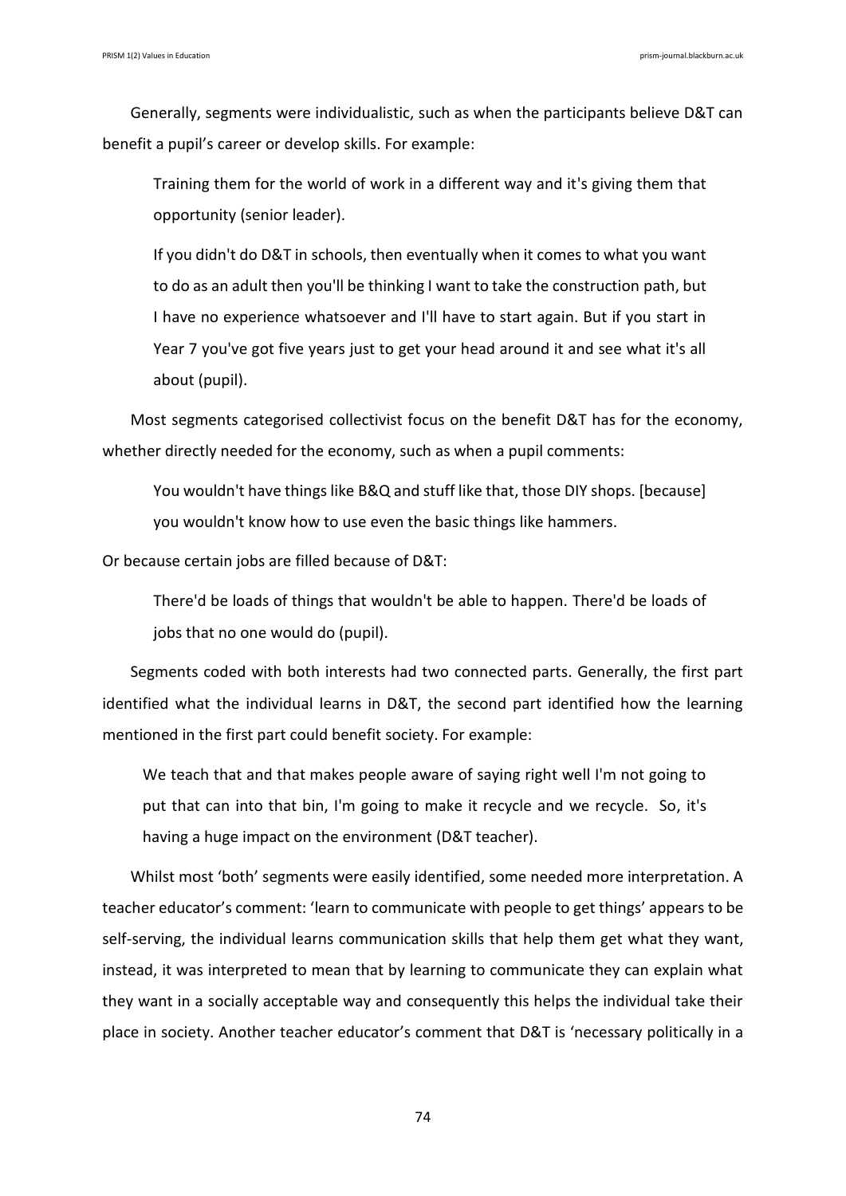Generally, segments were individualistic, such as when the participants believe D&T can benefit a pupil's career or develop skills. For example:

> Training them for the world of work in a different way and it's giving them that opportunity (senior leader).
>
> If you didn't do D&T in schools, then eventually when it comes to what you want to do as an adult then you'll be thinking I want to take the construction path, but I have no experience whatsoever and I'll have to start again. But if you start in Year 7 you've got five years just to get your head around it and see what it's all about (pupil).

Most segments categorised collectivist focus on the benefit D&T has for the economy, whether directly needed for the economy, such as when a pupil comments:

> You wouldn't have things like B&Q and stuff like that, those DIY shops. [because] you wouldn't know how to use even the basic things like hammers.

Or because certain jobs are filled because of D&T:

> There'd be loads of things that wouldn't be able to happen. There'd be loads of jobs that no one would do (pupil).

Segments coded with both interests had two connected parts. Generally, the first part identified what the individual learns in D&T, the second part identified how the learning mentioned in the first part could benefit society. For example:

> We teach that and that makes people aware of saying right well I'm not going to put that can into that bin, I'm going to make it recycle and we recycle. So, it's having a huge impact on the environment (D&T teacher).

Whilst most 'both' segments were easily identified, some needed more interpretation. A teacher educator's comment: 'learn to communicate with people to get things' appears to be self-serving, the individual learns communication skills that help them get what they want, instead, it was interpreted to mean that by learning to communicate they can explain what they want in a socially acceptable way and consequently this helps the individual take their place in society. Another teacher educator's comment that D&T is 'necessary politically in a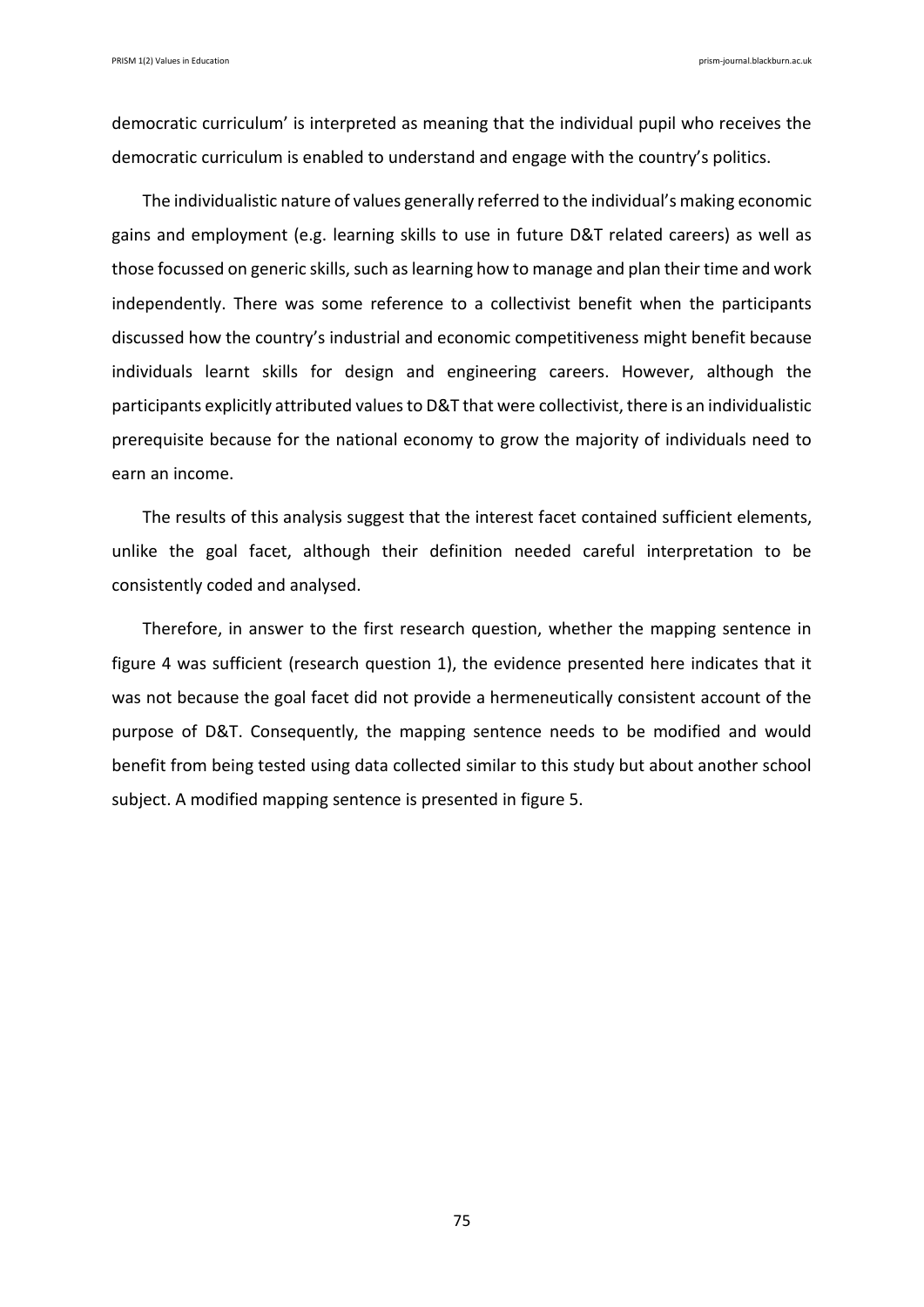democratic curriculum' is interpreted as meaning that the individual pupil who receives the democratic curriculum is enabled to understand and engage with the country's politics.

The individualistic nature of values generally referred to the individual's making economic gains and employment (e.g. learning skills to use in future D&T related careers) as well as those focussed on generic skills, such as learning how to manage and plan their time and work independently. There was some reference to a collectivist benefit when the participants discussed how the country's industrial and economic competitiveness might benefit because individuals learnt skills for design and engineering careers. However, although the participants explicitly attributed values to D&T that were collectivist, there is an individualistic prerequisite because for the national economy to grow the majority of individuals need to earn an income.

The results of this analysis suggest that the interest facet contained sufficient elements, unlike the goal facet, although their definition needed careful interpretation to be consistently coded and analysed.

Therefore, in answer to the first research question, whether the mapping sentence in figure 4 was sufficient (research question 1), the evidence presented here indicates that it was not because the goal facet did not provide a hermeneutically consistent account of the purpose of D&T. Consequently, the mapping sentence needs to be modified and would benefit from being tested using data collected similar to this study but about another school subject. A modified mapping sentence is presented in figure 5.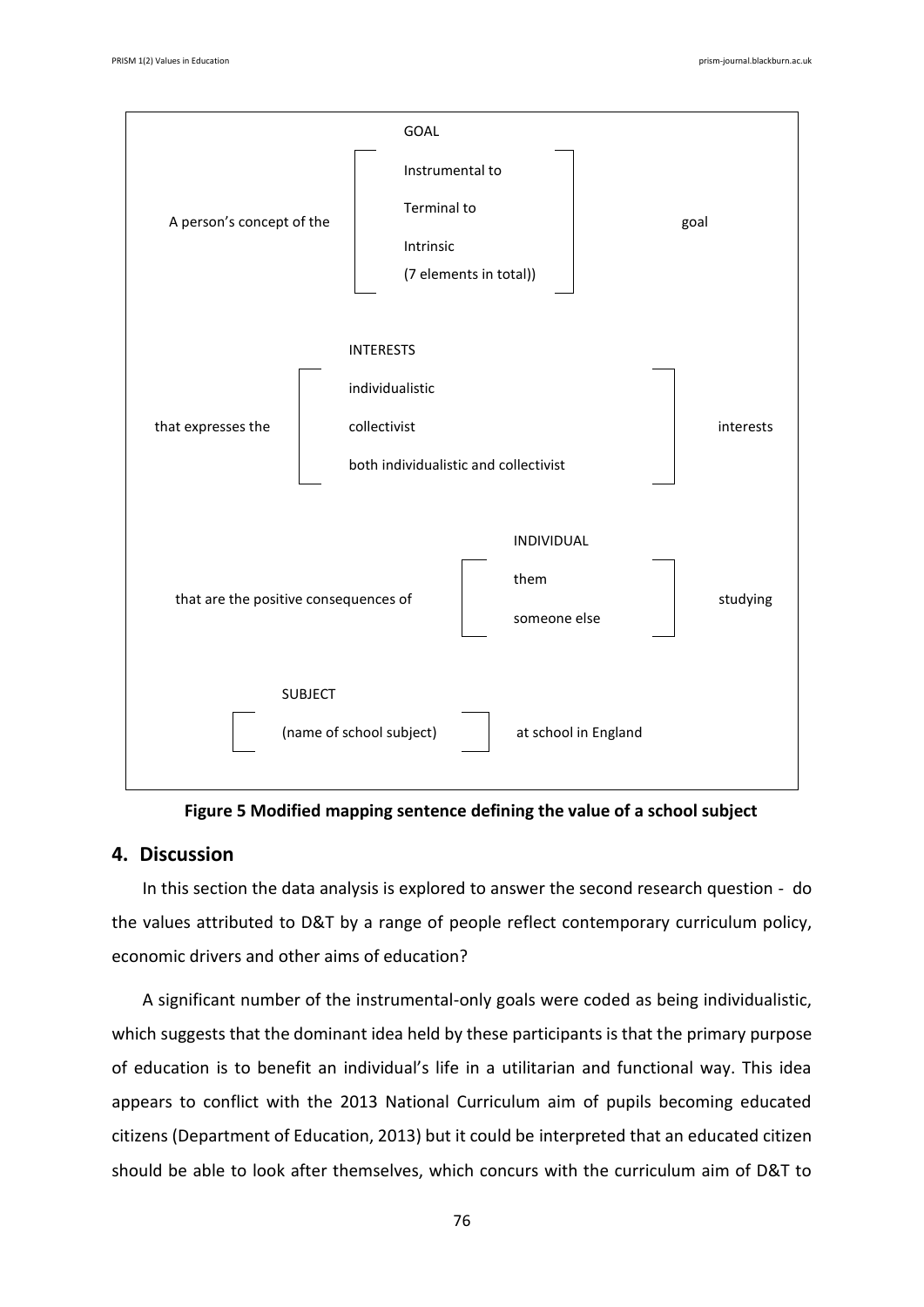| | | |
|---|---|---|
| | GOAL | |
| A person's concept of the | Instrumental to<br>Terminal to<br>Intrinsic<br>(7 elements in total)) | goal |
| | INTERESTS | |
| that expresses the | individualistic<br>collectivist<br>both individualistic and collectivist | interests |
| | INDIVIDUAL | |
| that are the positive consequences of | them<br>someone else | studying |
| | SUBJECT | |
| | (name of school subject) | at school in England |

**Figure 5 Modified mapping sentence defining the value of a school subject**

## 4. Discussion

In this section the data analysis is explored to answer the second research question - do the values attributed to D&T by a range of people reflect contemporary curriculum policy, economic drivers and other aims of education?

A significant number of the instrumental-only goals were coded as being individualistic, which suggests that the dominant idea held by these participants is that the primary purpose of education is to benefit an individual's life in a utilitarian and functional way. This idea appears to conflict with the 2013 National Curriculum aim of pupils becoming educated citizens (Department of Education, 2013) but it could be interpreted that an educated citizen should be able to look after themselves, which concurs with the curriculum aim of D&T to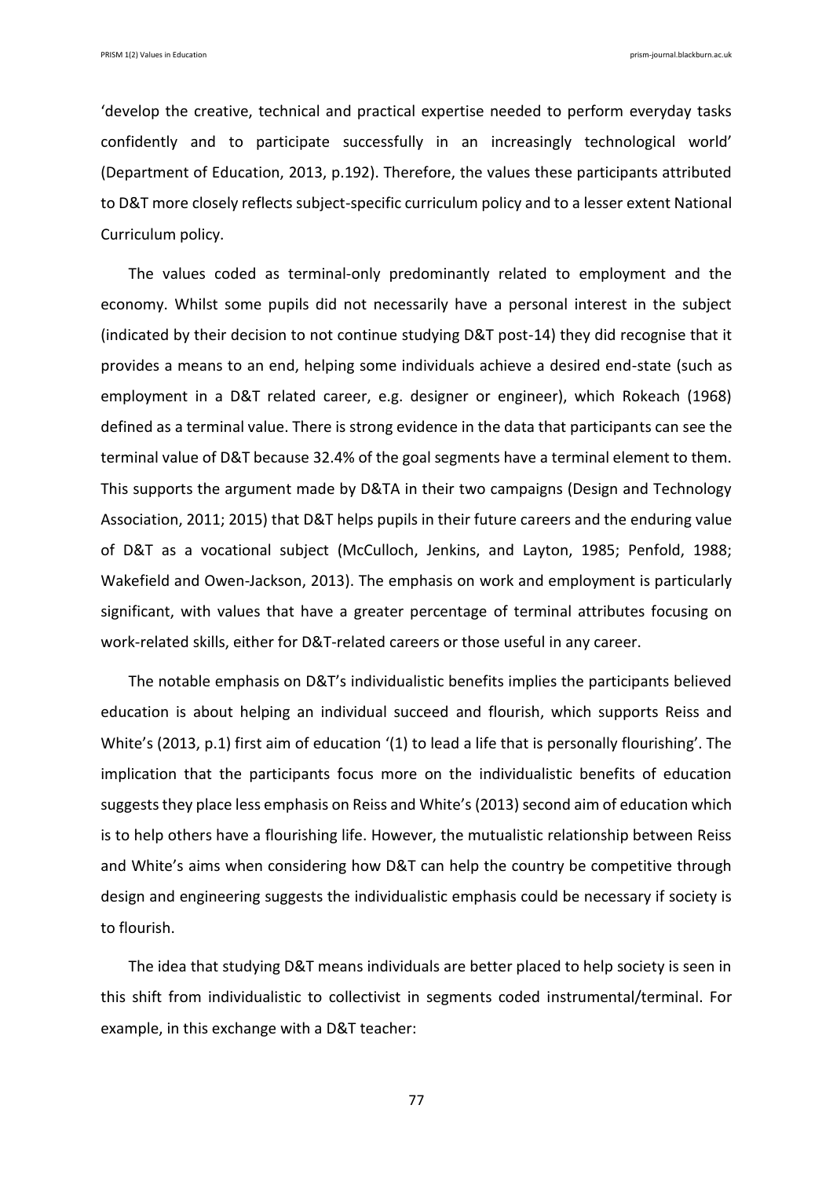'develop the creative, technical and practical expertise needed to perform everyday tasks confidently and to participate successfully in an increasingly technological world' (Department of Education, 2013, p.192). Therefore, the values these participants attributed to D&T more closely reflects subject-specific curriculum policy and to a lesser extent National Curriculum policy.

The values coded as terminal-only predominantly related to employment and the economy. Whilst some pupils did not necessarily have a personal interest in the subject (indicated by their decision to not continue studying D&T post-14) they did recognise that it provides a means to an end, helping some individuals achieve a desired end-state (such as employment in a D&T related career, e.g. designer or engineer), which Rokeach (1968) defined as a terminal value. There is strong evidence in the data that participants can see the terminal value of D&T because 32.4% of the goal segments have a terminal element to them. This supports the argument made by D&TA in their two campaigns (Design and Technology Association, 2011; 2015) that D&T helps pupils in their future careers and the enduring value of D&T as a vocational subject (McCulloch, Jenkins, and Layton, 1985; Penfold, 1988; Wakefield and Owen-Jackson, 2013). The emphasis on work and employment is particularly significant, with values that have a greater percentage of terminal attributes focusing on work-related skills, either for D&T-related careers or those useful in any career.

The notable emphasis on D&T's individualistic benefits implies the participants believed education is about helping an individual succeed and flourish, which supports Reiss and White's (2013, p.1) first aim of education '(1) to lead a life that is personally flourishing'. The implication that the participants focus more on the individualistic benefits of education suggests they place less emphasis on Reiss and White's (2013) second aim of education which is to help others have a flourishing life. However, the mutualistic relationship between Reiss and White's aims when considering how D&T can help the country be competitive through design and engineering suggests the individualistic emphasis could be necessary if society is to flourish.

The idea that studying D&T means individuals are better placed to help society is seen in this shift from individualistic to collectivist in segments coded instrumental/terminal. For example, in this exchange with a D&T teacher: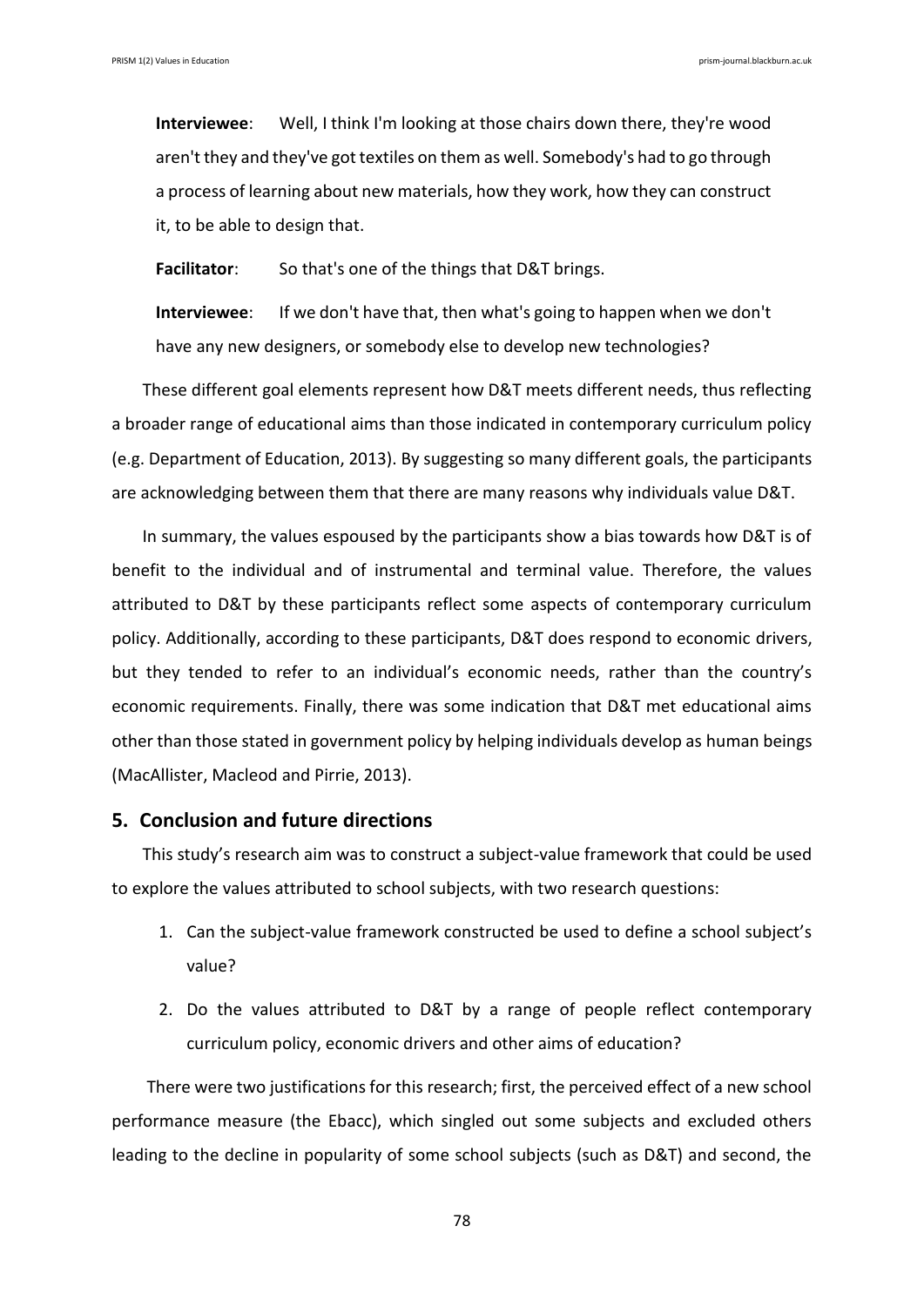**Interviewee**: Well, I think I'm looking at those chairs down there, they're wood aren't they and they've got textiles on them as well. Somebody's had to go through a process of learning about new materials, how they work, how they can construct it, to be able to design that.

**Facilitator**: So that's one of the things that D&T brings.

**Interviewee**: If we don't have that, then what's going to happen when we don't have any new designers, or somebody else to develop new technologies?

These different goal elements represent how D&T meets different needs, thus reflecting a broader range of educational aims than those indicated in contemporary curriculum policy (e.g. Department of Education, 2013). By suggesting so many different goals, the participants are acknowledging between them that there are many reasons why individuals value D&T.

In summary, the values espoused by the participants show a bias towards how D&T is of benefit to the individual and of instrumental and terminal value. Therefore, the values attributed to D&T by these participants reflect some aspects of contemporary curriculum policy. Additionally, according to these participants, D&T does respond to economic drivers, but they tended to refer to an individual's economic needs, rather than the country's economic requirements. Finally, there was some indication that D&T met educational aims other than those stated in government policy by helping individuals develop as human beings (MacAllister, Macleod and Pirrie, 2013).

## 5. Conclusion and future directions

This study's research aim was to construct a subject-value framework that could be used to explore the values attributed to school subjects, with two research questions:

1. Can the subject-value framework constructed be used to define a school subject's value?
2. Do the values attributed to D&T by a range of people reflect contemporary curriculum policy, economic drivers and other aims of education?

There were two justifications for this research; first, the perceived effect of a new school performance measure (the Ebacc), which singled out some subjects and excluded others leading to the decline in popularity of some school subjects (such as D&T) and second, the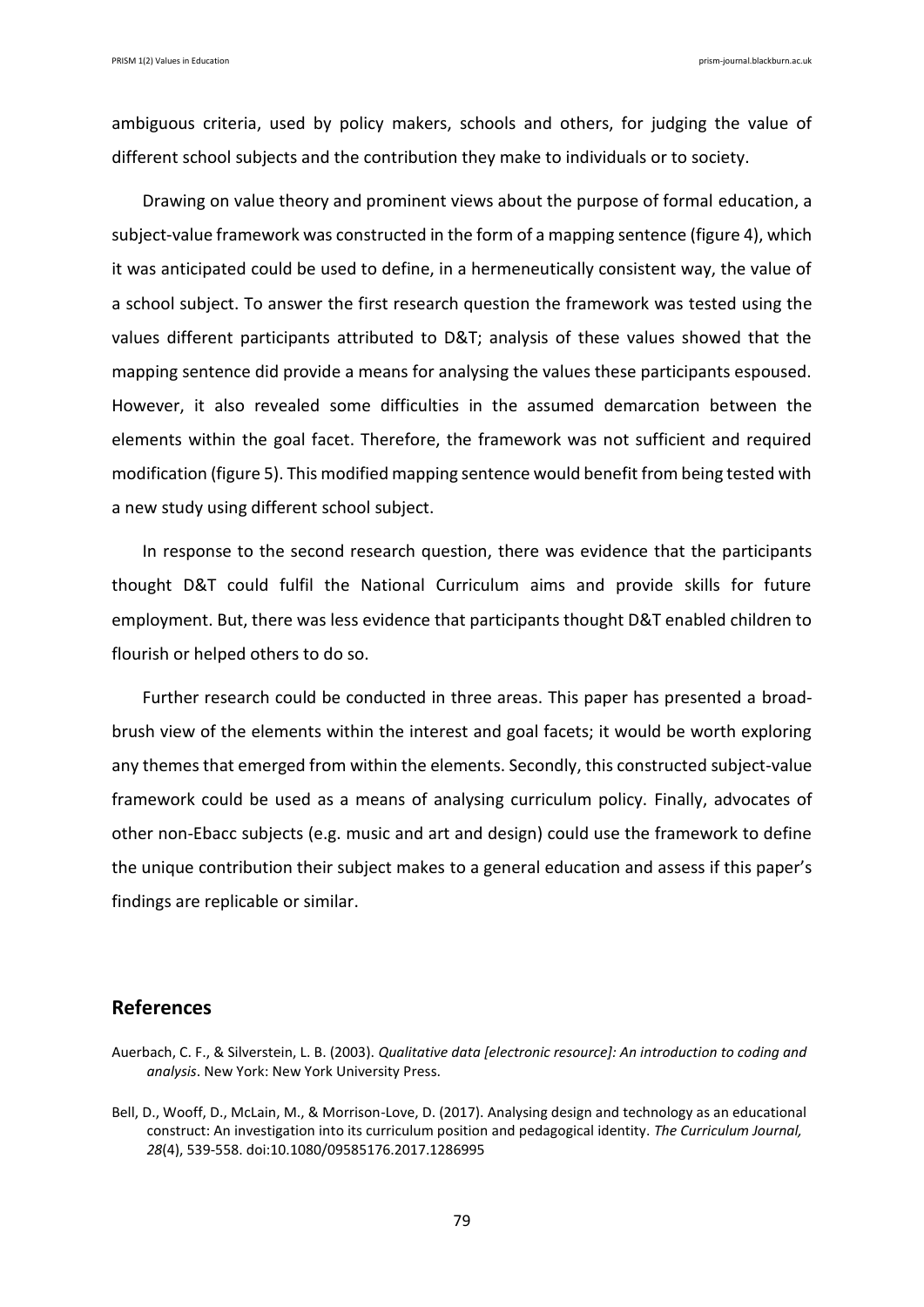ambiguous criteria, used by policy makers, schools and others, for judging the value of different school subjects and the contribution they make to individuals or to society.

Drawing on value theory and prominent views about the purpose of formal education, a subject-value framework was constructed in the form of a mapping sentence (figure 4), which it was anticipated could be used to define, in a hermeneutically consistent way, the value of a school subject. To answer the first research question the framework was tested using the values different participants attributed to D&T; analysis of these values showed that the mapping sentence did provide a means for analysing the values these participants espoused. However, it also revealed some difficulties in the assumed demarcation between the elements within the goal facet. Therefore, the framework was not sufficient and required modification (figure 5). This modified mapping sentence would benefit from being tested with a new study using different school subject.

In response to the second research question, there was evidence that the participants thought D&T could fulfil the National Curriculum aims and provide skills for future employment. But, there was less evidence that participants thought D&T enabled children to flourish or helped others to do so.

Further research could be conducted in three areas. This paper has presented a broad-brush view of the elements within the interest and goal facets; it would be worth exploring any themes that emerged from within the elements. Secondly, this constructed subject-value framework could be used as a means of analysing curriculum policy. Finally, advocates of other non-Ebacc subjects (e.g. music and art and design) could use the framework to define the unique contribution their subject makes to a general education and assess if this paper's findings are replicable or similar.

## References

Auerbach, C. F., & Silverstein, L. B. (2003). *Qualitative data [electronic resource]: An introduction to coding and analysis*. New York: New York University Press.

Bell, D., Wooff, D., McLain, M., & Morrison-Love, D. (2017). Analysing design and technology as an educational construct: An investigation into its curriculum position and pedagogical identity. *The Curriculum Journal, 28*(4), 539-558. doi:10.1080/09585176.2017.1286995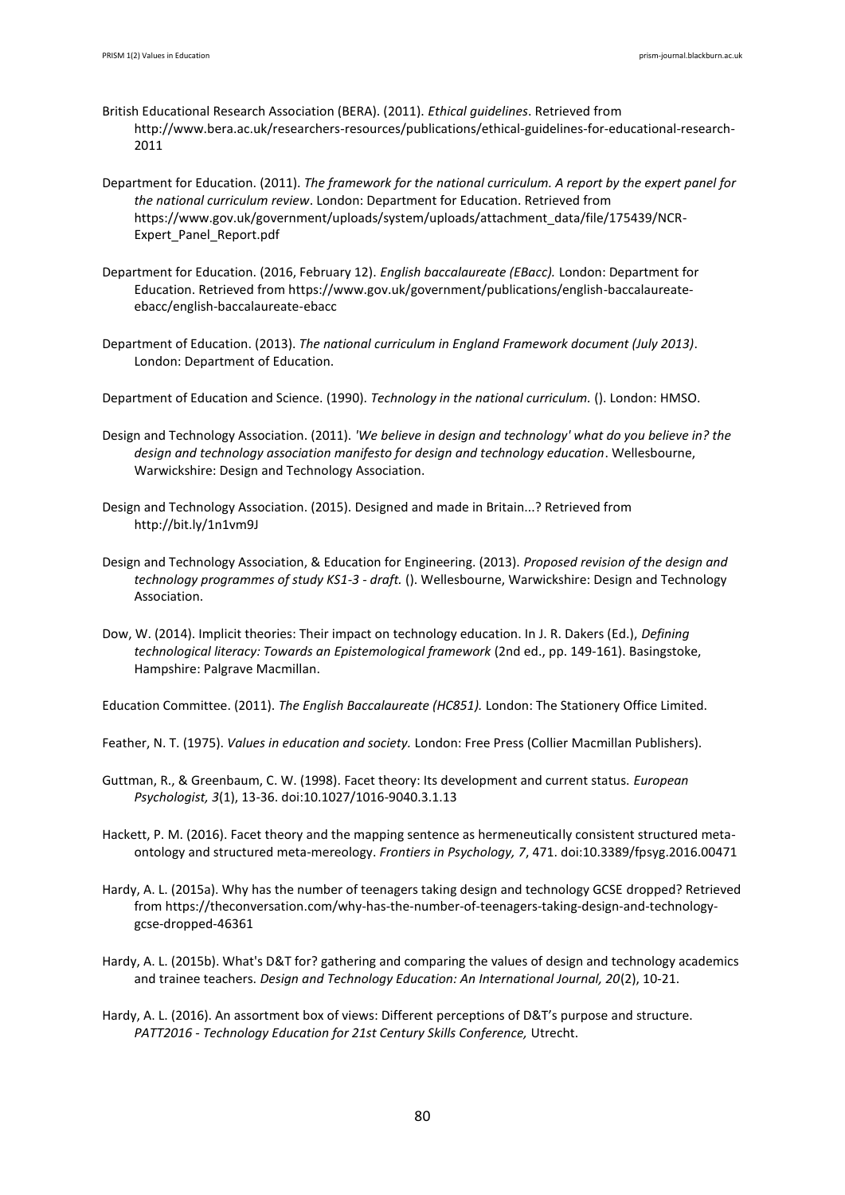British Educational Research Association (BERA). (2011). *Ethical guidelines*. Retrieved from http://www.bera.ac.uk/researchers-resources/publications/ethical-guidelines-for-educational-research-2011

Department for Education. (2011). *The framework for the national curriculum. A report by the expert panel for the national curriculum review*. London: Department for Education. Retrieved from https://www.gov.uk/government/uploads/system/uploads/attachment_data/file/175439/NCR-Expert_Panel_Report.pdf

Department for Education. (2016, February 12). *English baccalaureate (EBacc).* London: Department for Education. Retrieved from https://www.gov.uk/government/publications/english-baccalaureate-ebacc/english-baccalaureate-ebacc

Department of Education. (2013). *The national curriculum in England Framework document (July 2013)*. London: Department of Education.

Department of Education and Science. (1990). *Technology in the national curriculum.* (). London: HMSO.

Design and Technology Association. (2011). *'We believe in design and technology' what do you believe in? the design and technology association manifesto for design and technology education*. Wellesbourne, Warwickshire: Design and Technology Association.

Design and Technology Association. (2015). Designed and made in Britain...? Retrieved from http://bit.ly/1n1vm9J

Design and Technology Association, & Education for Engineering. (2013). *Proposed revision of the design and technology programmes of study KS1-3 - draft.* (). Wellesbourne, Warwickshire: Design and Technology Association.

Dow, W. (2014). Implicit theories: Their impact on technology education. In J. R. Dakers (Ed.), *Defining technological literacy: Towards an Epistemological framework* (2nd ed., pp. 149-161). Basingstoke, Hampshire: Palgrave Macmillan.

Education Committee. (2011). *The English Baccalaureate (HC851).* London: The Stationery Office Limited.

Feather, N. T. (1975). *Values in education and society.* London: Free Press (Collier Macmillan Publishers).

Guttman, R., & Greenbaum, C. W. (1998). Facet theory: Its development and current status. *European Psychologist, 3*(1), 13-36. doi:10.1027/1016-9040.3.1.13

Hackett, P. M. (2016). Facet theory and the mapping sentence as hermeneutically consistent structured meta-ontology and structured meta-mereology. *Frontiers in Psychology, 7*, 471. doi:10.3389/fpsyg.2016.00471

Hardy, A. L. (2015a). Why has the number of teenagers taking design and technology GCSE dropped? Retrieved from https://theconversation.com/why-has-the-number-of-teenagers-taking-design-and-technology-gcse-dropped-46361

Hardy, A. L. (2015b). What's D&T for? gathering and comparing the values of design and technology academics and trainee teachers. *Design and Technology Education: An International Journal, 20*(2), 10-21.

Hardy, A. L. (2016). An assortment box of views: Different perceptions of D&T's purpose and structure. *PATT2016 - Technology Education for 21st Century Skills Conference,* Utrecht.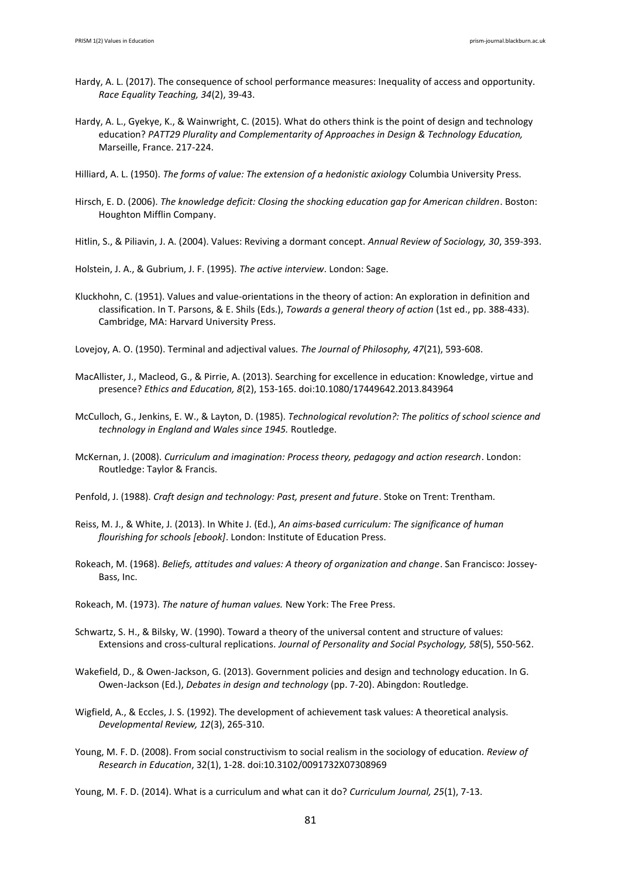Hardy, A. L. (2017). The consequence of school performance measures: Inequality of access and opportunity. *Race Equality Teaching, 34*(2), 39-43.

Hardy, A. L., Gyekye, K., & Wainwright, C. (2015). What do others think is the point of design and technology education? *PATT29 Plurality and Complementarity of Approaches in Design & Technology Education,* Marseille, France. 217-224.

Hilliard, A. L. (1950). *The forms of value: The extension of a hedonistic axiology* Columbia University Press.

Hirsch, E. D. (2006). *The knowledge deficit: Closing the shocking education gap for American children*. Boston: Houghton Mifflin Company.

Hitlin, S., & Piliavin, J. A. (2004). Values: Reviving a dormant concept. *Annual Review of Sociology, 30*, 359-393.

Holstein, J. A., & Gubrium, J. F. (1995). *The active interview*. London: Sage.

Kluckhohn, C. (1951). Values and value-orientations in the theory of action: An exploration in definition and classification. In T. Parsons, & E. Shils (Eds.), *Towards a general theory of action* (1st ed., pp. 388-433). Cambridge, MA: Harvard University Press.

Lovejoy, A. O. (1950). Terminal and adjectival values. *The Journal of Philosophy, 47*(21), 593-608.

MacAllister, J., Macleod, G., & Pirrie, A. (2013). Searching for excellence in education: Knowledge, virtue and presence? *Ethics and Education, 8*(2), 153-165. doi:10.1080/17449642.2013.843964

McCulloch, G., Jenkins, E. W., & Layton, D. (1985). *Technological revolution?: The politics of school science and technology in England and Wales since 1945.* Routledge.

McKernan, J. (2008). *Curriculum and imagination: Process theory, pedagogy and action research*. London: Routledge: Taylor & Francis.

Penfold, J. (1988). *Craft design and technology: Past, present and future*. Stoke on Trent: Trentham.

Reiss, M. J., & White, J. (2013). In White J. (Ed.), *An aims-based curriculum: The significance of human flourishing for schools [ebook]*. London: Institute of Education Press.

Rokeach, M. (1968). *Beliefs, attitudes and values: A theory of organization and change*. San Francisco: Jossey-Bass, Inc.

Rokeach, M. (1973). *The nature of human values.* New York: The Free Press.

Schwartz, S. H., & Bilsky, W. (1990). Toward a theory of the universal content and structure of values: Extensions and cross-cultural replications. *Journal of Personality and Social Psychology, 58*(5), 550-562.

Wakefield, D., & Owen-Jackson, G. (2013). Government policies and design and technology education. In G. Owen-Jackson (Ed.), *Debates in design and technology* (pp. 7-20). Abingdon: Routledge.

Wigfield, A., & Eccles, J. S. (1992). The development of achievement task values: A theoretical analysis. *Developmental Review, 12*(3), 265-310.

Young, M. F. D. (2008). From social constructivism to social realism in the sociology of education. *Review of Research in Education*, 32(1), 1-28. doi:10.3102/0091732X07308969

Young, M. F. D. (2014). What is a curriculum and what can it do? *Curriculum Journal, 25*(1), 7-13.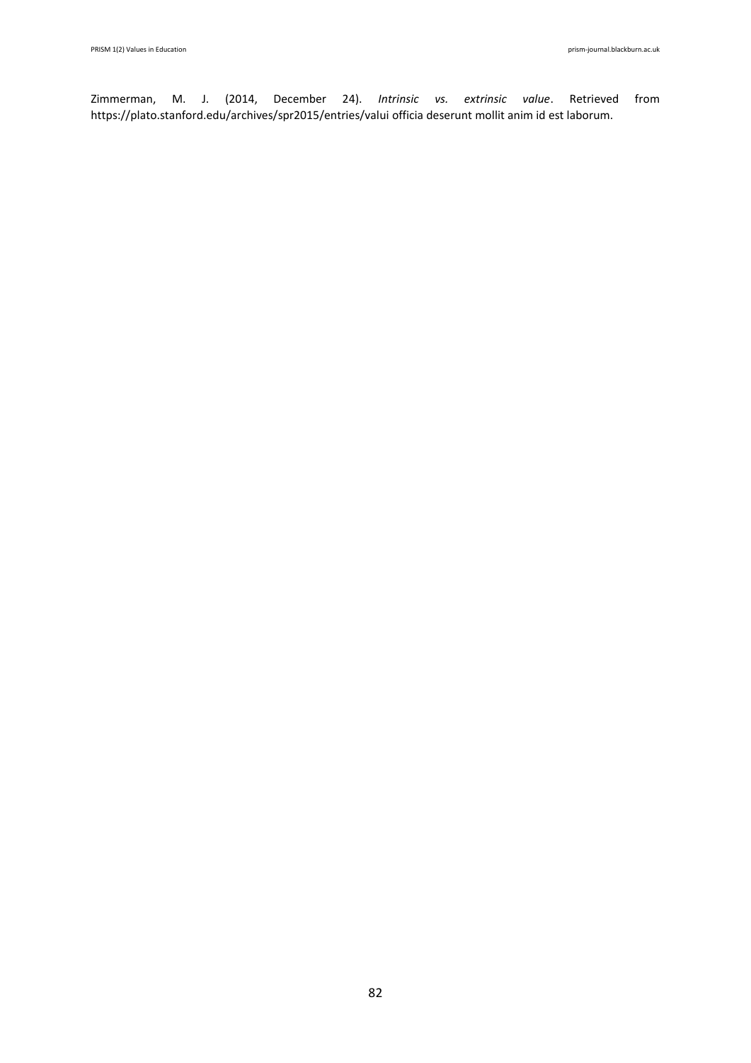Zimmerman, M. J. (2014, December 24). *Intrinsic vs. extrinsic value*. Retrieved from https://plato.stanford.edu/archives/spr2015/entries/valui officia deserunt mollit anim id est laborum.